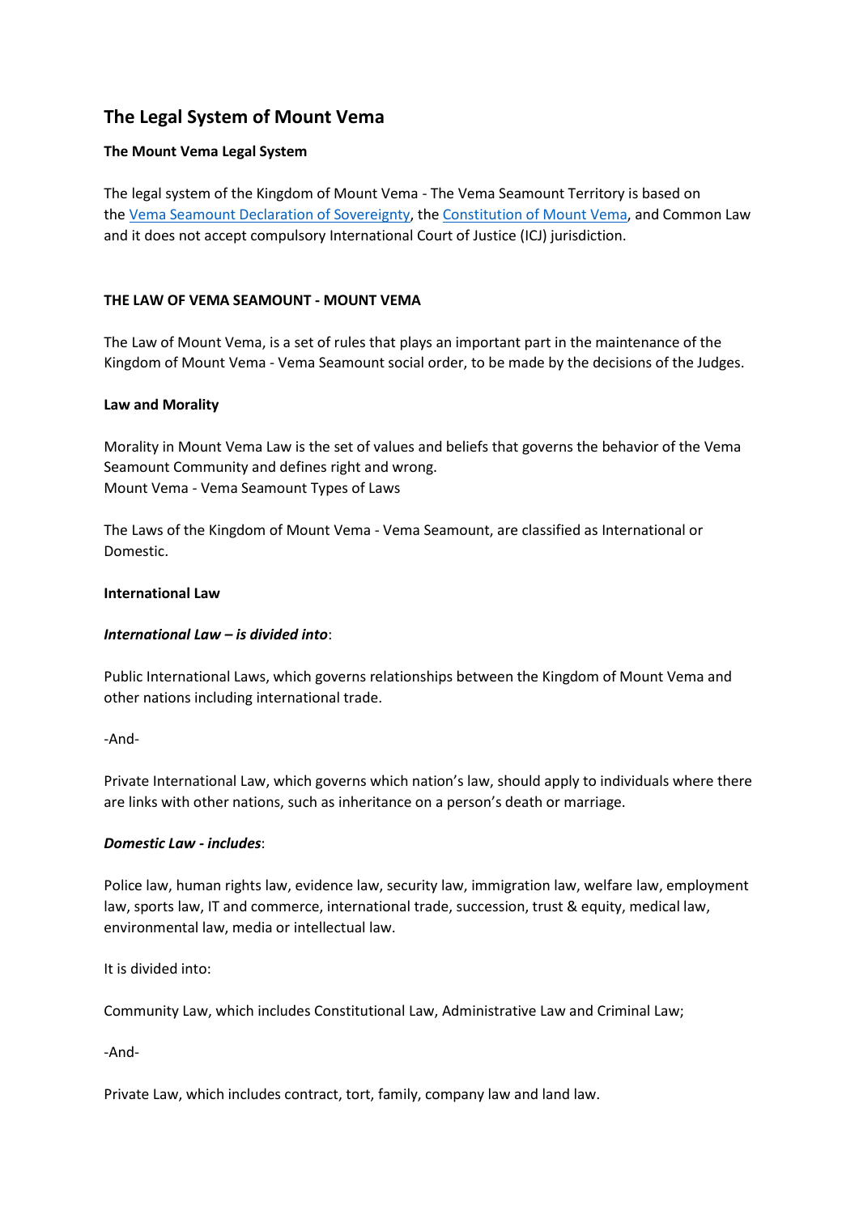# The Legal System of Mount Vema

**The Mount Vema Legal System**

The legal system of the Kingdom of Mount Vema - The Vema Seamount Territory is based on the [Vema Seamount Declaration of Sovereignty](), the [Constitution of Mount Vema](), and Common Law and it does not accept compulsory International Court of Justice (ICJ) jurisdiction.

**THE LAW OF VEMA SEAMOUNT - MOUNT VEMA**

The Law of Mount Vema, is a set of rules that plays an important part in the maintenance of the Kingdom of Mount Vema - Vema Seamount social order, to be made by the decisions of the Judges.

**Law and Morality**

Morality in Mount Vema Law is the set of values and beliefs that governs the behavior of the Vema Seamount Community and defines right and wrong.
Mount Vema - Vema Seamount Types of Laws

The Laws of the Kingdom of Mount Vema - Vema Seamount, are classified as International or Domestic.

**International Law**

***International Law – is divided into***:

Public International Laws, which governs relationships between the Kingdom of Mount Vema and other nations including international trade.

-And-

Private International Law, which governs which nation's law, should apply to individuals where there are links with other nations, such as inheritance on a person's death or marriage.

***Domestic Law - includes***:

Police law, human rights law, evidence law, security law, immigration law, welfare law, employment law, sports law, IT and commerce, international trade, succession, trust & equity, medical law, environmental law, media or intellectual law.

It is divided into:

Community Law, which includes Constitutional Law, Administrative Law and Criminal Law;

-And-

Private Law, which includes contract, tort, family, company law and land law.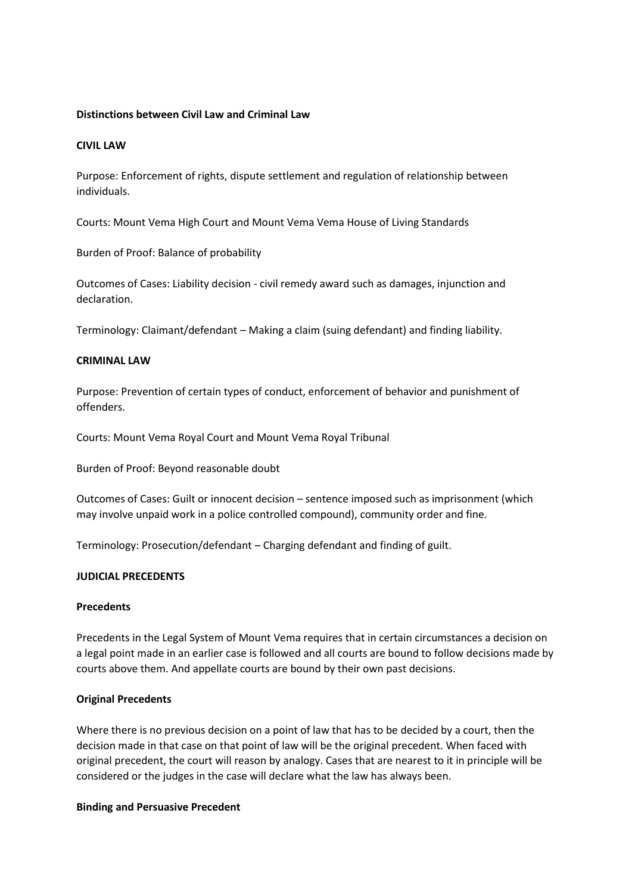**Distinctions between Civil Law and Criminal Law**

**CIVIL LAW**

Purpose: Enforcement of rights, dispute settlement and regulation of relationship between individuals.

Courts: Mount Vema High Court and Mount Vema Vema House of Living Standards

Burden of Proof: Balance of probability

Outcomes of Cases: Liability decision - civil remedy award such as damages, injunction and declaration.

Terminology: Claimant/defendant – Making a claim (suing defendant) and finding liability.

**CRIMINAL LAW**

Purpose: Prevention of certain types of conduct, enforcement of behavior and punishment of offenders.

Courts: Mount Vema Royal Court and Mount Vema Royal Tribunal

Burden of Proof: Beyond reasonable doubt

Outcomes of Cases: Guilt or innocent decision – sentence imposed such as imprisonment (which may involve unpaid work in a police controlled compound), community order and fine.

Terminology: Prosecution/defendant – Charging defendant and finding of guilt.

**JUDICIAL PRECEDENTS**

**Precedents**

Precedents in the Legal System of Mount Vema requires that in certain circumstances a decision on a legal point made in an earlier case is followed and all courts are bound to follow decisions made by courts above them. And appellate courts are bound by their own past decisions.

**Original Precedents**

Where there is no previous decision on a point of law that has to be decided by a court, then the decision made in that case on that point of law will be the original precedent. When faced with original precedent, the court will reason by analogy. Cases that are nearest to it in principle will be considered or the judges in the case will declare what the law has always been.

**Binding and Persuasive Precedent**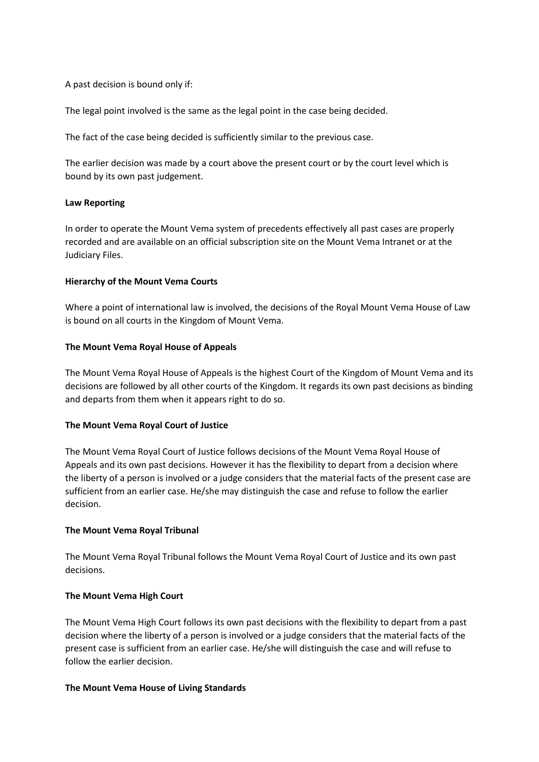A past decision is bound only if:

The legal point involved is the same as the legal point in the case being decided.

The fact of the case being decided is sufficiently similar to the previous case.

The earlier decision was made by a court above the present court or by the court level which is bound by its own past judgement.

**Law Reporting**

In order to operate the Mount Vema system of precedents effectively all past cases are properly recorded and are available on an official subscription site on the Mount Vema Intranet or at the Judiciary Files.

**Hierarchy of the Mount Vema Courts**

Where a point of international law is involved, the decisions of the Royal Mount Vema House of Law is bound on all courts in the Kingdom of Mount Vema.

**The Mount Vema Royal House of Appeals**

The Mount Vema Royal House of Appeals is the highest Court of the Kingdom of Mount Vema and its decisions are followed by all other courts of the Kingdom. It regards its own past decisions as binding and departs from them when it appears right to do so.

**The Mount Vema Royal Court of Justice**

The Mount Vema Royal Court of Justice follows decisions of the Mount Vema Royal House of Appeals and its own past decisions. However it has the flexibility to depart from a decision where the liberty of a person is involved or a judge considers that the material facts of the present case are sufficient from an earlier case. He/she may distinguish the case and refuse to follow the earlier decision.

**The Mount Vema Royal Tribunal**

The Mount Vema Royal Tribunal follows the Mount Vema Royal Court of Justice and its own past decisions.

**The Mount Vema High Court**

The Mount Vema High Court follows its own past decisions with the flexibility to depart from a past decision where the liberty of a person is involved or a judge considers that the material facts of the present case is sufficient from an earlier case. He/she will distinguish the case and will refuse to follow the earlier decision.

**The Mount Vema House of Living Standards**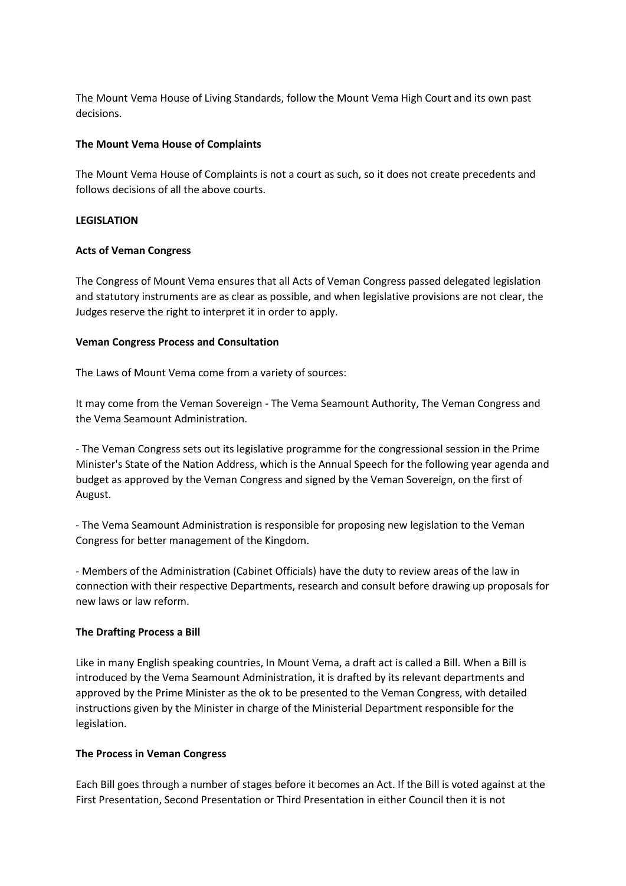The Mount Vema House of Living Standards, follow the Mount Vema High Court and its own past decisions.

**The Mount Vema House of Complaints**

The Mount Vema House of Complaints is not a court as such, so it does not create precedents and follows decisions of all the above courts.

**LEGISLATION**

**Acts of Veman Congress**

The Congress of Mount Vema ensures that all Acts of Veman Congress passed delegated legislation and statutory instruments are as clear as possible, and when legislative provisions are not clear, the Judges reserve the right to interpret it in order to apply.

**Veman Congress Process and Consultation**

The Laws of Mount Vema come from a variety of sources:

It may come from the Veman Sovereign - The Vema Seamount Authority, The Veman Congress and the Vema Seamount Administration.

- The Veman Congress sets out its legislative programme for the congressional session in the Prime Minister's State of the Nation Address, which is the Annual Speech for the following year agenda and budget as approved by the Veman Congress and signed by the Veman Sovereign, on the first of August.

- The Vema Seamount Administration is responsible for proposing new legislation to the Veman Congress for better management of the Kingdom.

- Members of the Administration (Cabinet Officials) have the duty to review areas of the law in connection with their respective Departments, research and consult before drawing up proposals for new laws or law reform.

**The Drafting Process a Bill**

Like in many English speaking countries, In Mount Vema, a draft act is called a Bill. When a Bill is introduced by the Vema Seamount Administration, it is drafted by its relevant departments and approved by the Prime Minister as the ok to be presented to the Veman Congress, with detailed instructions given by the Minister in charge of the Ministerial Department responsible for the legislation.

**The Process in Veman Congress**

Each Bill goes through a number of stages before it becomes an Act. If the Bill is voted against at the First Presentation, Second Presentation or Third Presentation in either Council then it is not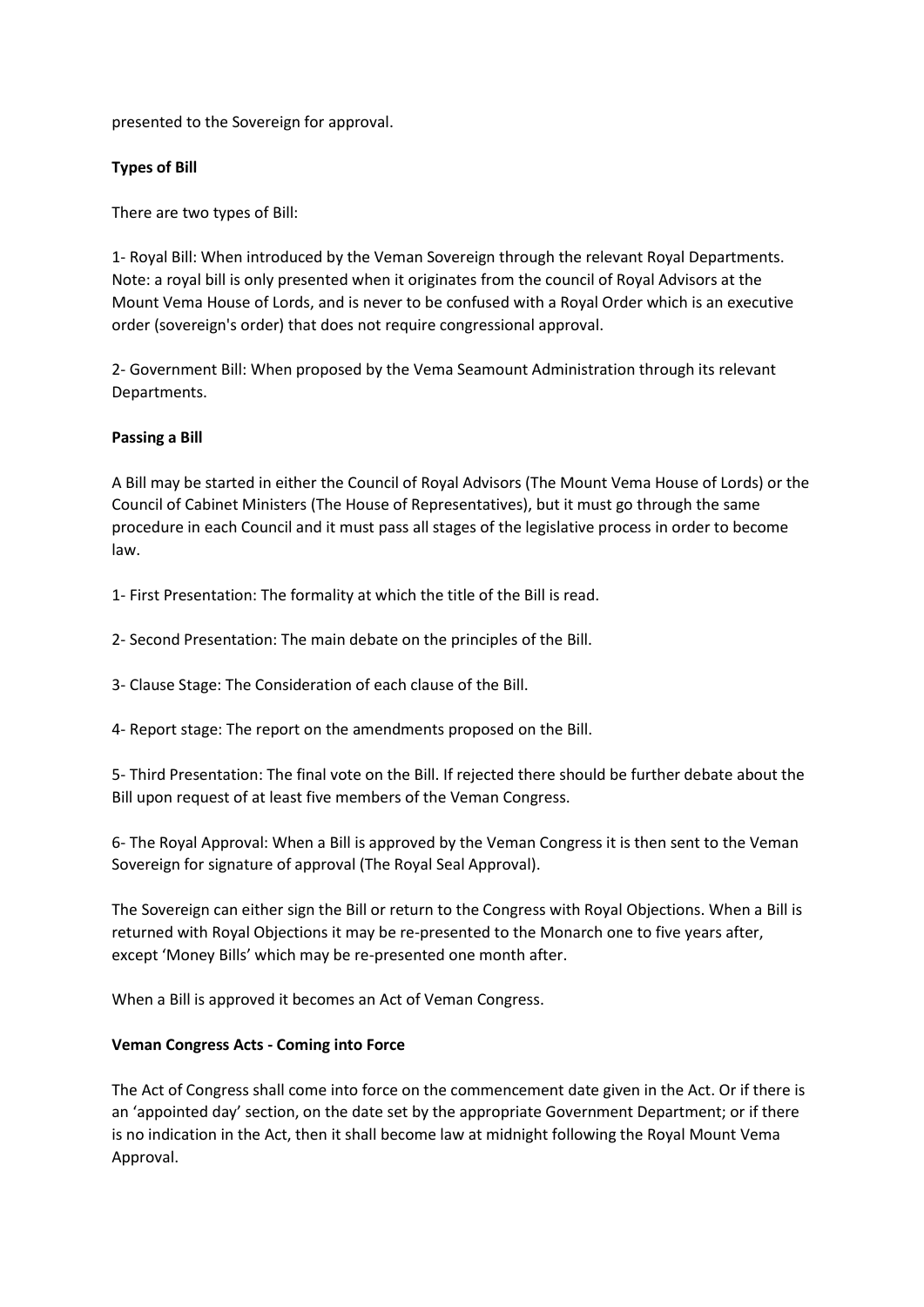presented to the Sovereign for approval.

**Types of Bill**

There are two types of Bill:

1- Royal Bill: When introduced by the Veman Sovereign through the relevant Royal Departments. Note: a royal bill is only presented when it originates from the council of Royal Advisors at the Mount Vema House of Lords, and is never to be confused with a Royal Order which is an executive order (sovereign's order) that does not require congressional approval.

2- Government Bill: When proposed by the Vema Seamount Administration through its relevant Departments.

**Passing a Bill**

A Bill may be started in either the Council of Royal Advisors (The Mount Vema House of Lords) or the Council of Cabinet Ministers (The House of Representatives), but it must go through the same procedure in each Council and it must pass all stages of the legislative process in order to become law.

1- First Presentation: The formality at which the title of the Bill is read.

2- Second Presentation: The main debate on the principles of the Bill.

3- Clause Stage: The Consideration of each clause of the Bill.

4- Report stage: The report on the amendments proposed on the Bill.

5- Third Presentation: The final vote on the Bill. If rejected there should be further debate about the Bill upon request of at least five members of the Veman Congress.

6- The Royal Approval: When a Bill is approved by the Veman Congress it is then sent to the Veman Sovereign for signature of approval (The Royal Seal Approval).

The Sovereign can either sign the Bill or return to the Congress with Royal Objections. When a Bill is returned with Royal Objections it may be re-presented to the Monarch one to five years after, except 'Money Bills' which may be re-presented one month after.

When a Bill is approved it becomes an Act of Veman Congress.

**Veman Congress Acts - Coming into Force**

The Act of Congress shall come into force on the commencement date given in the Act. Or if there is an 'appointed day' section, on the date set by the appropriate Government Department; or if there is no indication in the Act, then it shall become law at midnight following the Royal Mount Vema Approval.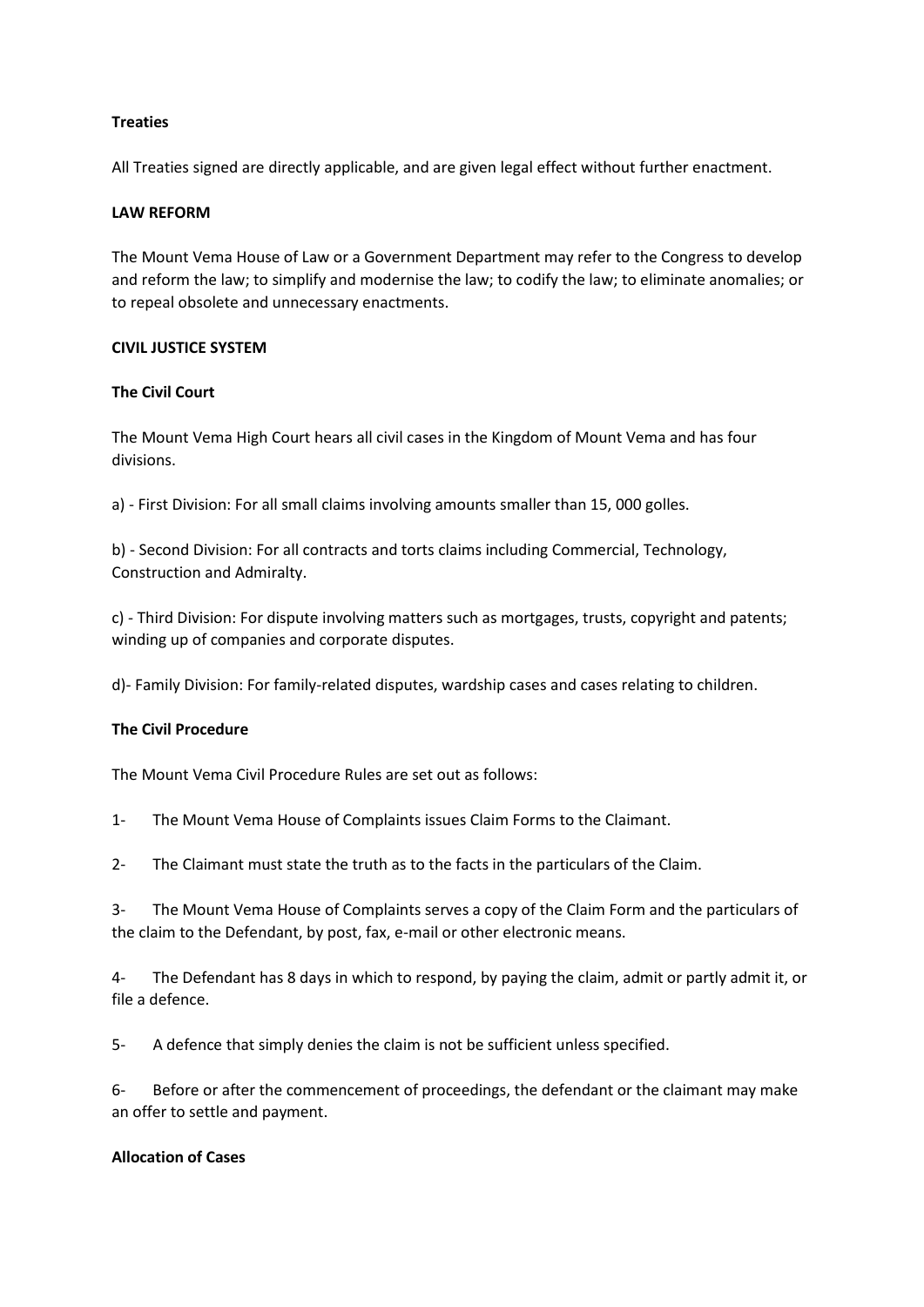**Treaties**

All Treaties signed are directly applicable, and are given legal effect without further enactment.

**LAW REFORM**

The Mount Vema House of Law or a Government Department may refer to the Congress to develop and reform the law; to simplify and modernise the law; to codify the law; to eliminate anomalies; or to repeal obsolete and unnecessary enactments.

**CIVIL JUSTICE SYSTEM**

**The Civil Court**

The Mount Vema High Court hears all civil cases in the Kingdom of Mount Vema and has four divisions.

a) - First Division: For all small claims involving amounts smaller than 15, 000 golles.

b) - Second Division: For all contracts and torts claims including Commercial, Technology, Construction and Admiralty.

c) - Third Division: For dispute involving matters such as mortgages, trusts, copyright and patents; winding up of companies and corporate disputes.

d)- Family Division: For family-related disputes, wardship cases and cases relating to children.

**The Civil Procedure**

The Mount Vema Civil Procedure Rules are set out as follows:

1- The Mount Vema House of Complaints issues Claim Forms to the Claimant.

2- The Claimant must state the truth as to the facts in the particulars of the Claim.

3- The Mount Vema House of Complaints serves a copy of the Claim Form and the particulars of the claim to the Defendant, by post, fax, e-mail or other electronic means.

4- The Defendant has 8 days in which to respond, by paying the claim, admit or partly admit it, or file a defence.

5- A defence that simply denies the claim is not be sufficient unless specified.

6- Before or after the commencement of proceedings, the defendant or the claimant may make an offer to settle and payment.

**Allocation of Cases**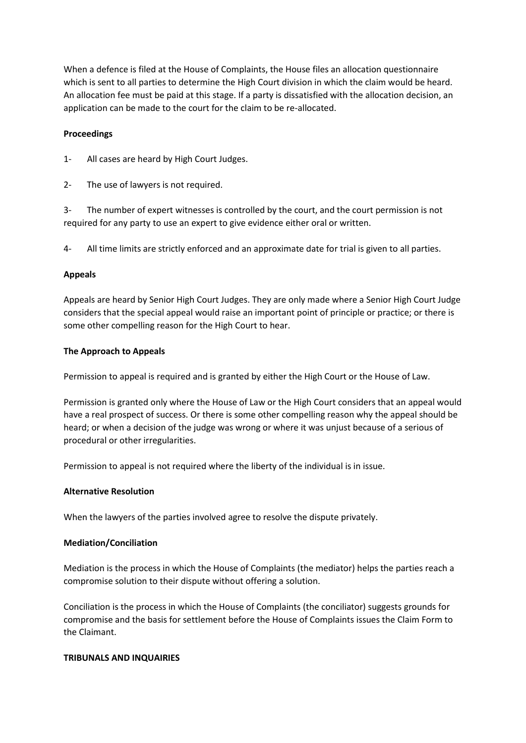When a defence is filed at the House of Complaints, the House files an allocation questionnaire which is sent to all parties to determine the High Court division in which the claim would be heard. An allocation fee must be paid at this stage. If a party is dissatisfied with the allocation decision, an application can be made to the court for the claim to be re-allocated.

**Proceedings**

1- All cases are heard by High Court Judges.

2- The use of lawyers is not required.

3- The number of expert witnesses is controlled by the court, and the court permission is not required for any party to use an expert to give evidence either oral or written.

4- All time limits are strictly enforced and an approximate date for trial is given to all parties.

**Appeals**

Appeals are heard by Senior High Court Judges. They are only made where a Senior High Court Judge considers that the special appeal would raise an important point of principle or practice; or there is some other compelling reason for the High Court to hear.

**The Approach to Appeals**

Permission to appeal is required and is granted by either the High Court or the House of Law.

Permission is granted only where the House of Law or the High Court considers that an appeal would have a real prospect of success. Or there is some other compelling reason why the appeal should be heard; or when a decision of the judge was wrong or where it was unjust because of a serious of procedural or other irregularities.

Permission to appeal is not required where the liberty of the individual is in issue.

**Alternative Resolution**

When the lawyers of the parties involved agree to resolve the dispute privately.

**Mediation/Conciliation**

Mediation is the process in which the House of Complaints (the mediator) helps the parties reach a compromise solution to their dispute without offering a solution.

Conciliation is the process in which the House of Complaints (the conciliator) suggests grounds for compromise and the basis for settlement before the House of Complaints issues the Claim Form to the Claimant.

**TRIBUNALS AND INQUAIRIES**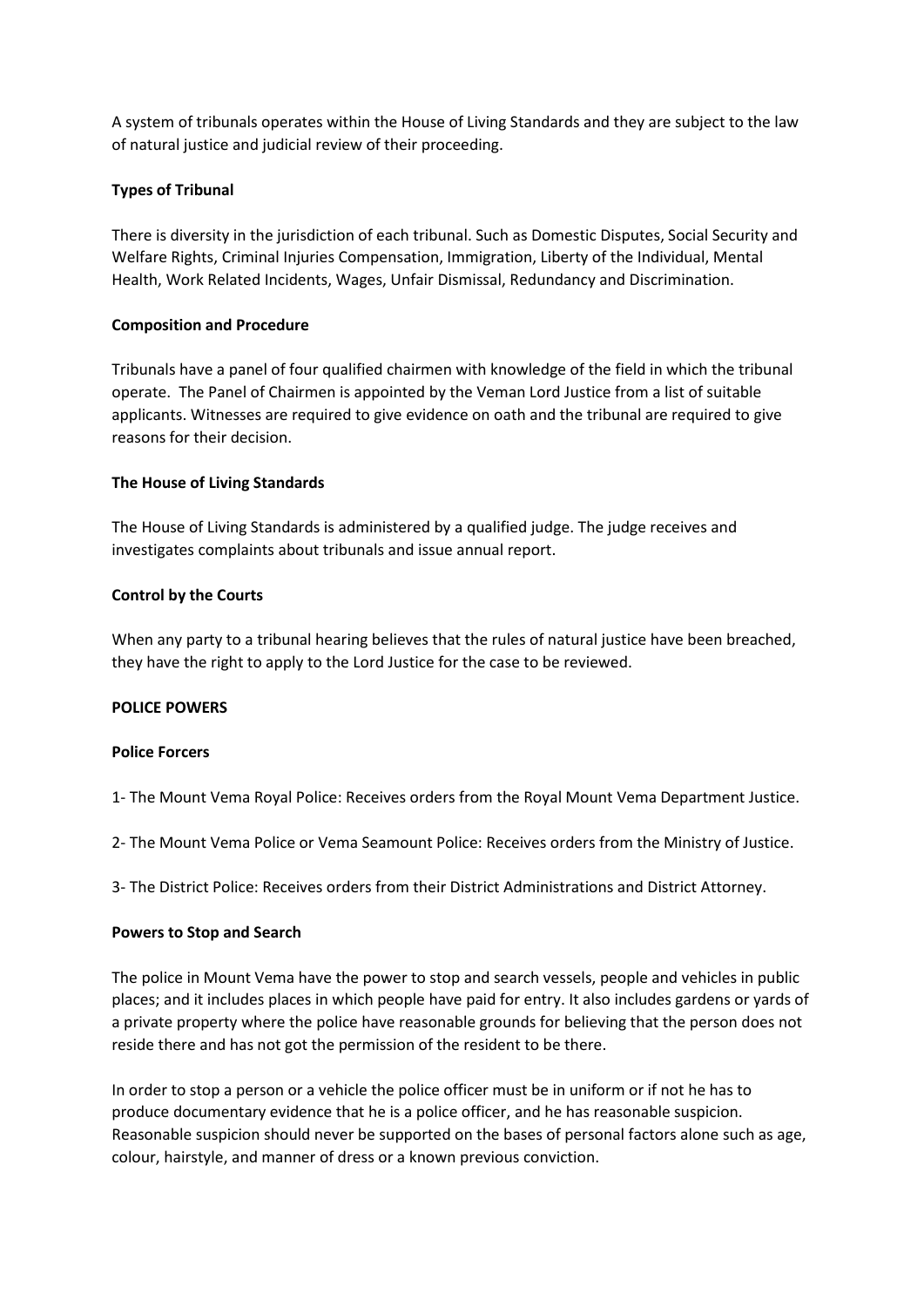A system of tribunals operates within the House of Living Standards and they are subject to the law of natural justice and judicial review of their proceeding.

**Types of Tribunal**

There is diversity in the jurisdiction of each tribunal. Such as Domestic Disputes, Social Security and Welfare Rights, Criminal Injuries Compensation, Immigration, Liberty of the Individual, Mental Health, Work Related Incidents, Wages, Unfair Dismissal, Redundancy and Discrimination.

**Composition and Procedure**

Tribunals have a panel of four qualified chairmen with knowledge of the field in which the tribunal operate. The Panel of Chairmen is appointed by the Veman Lord Justice from a list of suitable applicants. Witnesses are required to give evidence on oath and the tribunal are required to give reasons for their decision.

**The House of Living Standards**

The House of Living Standards is administered by a qualified judge. The judge receives and investigates complaints about tribunals and issue annual report.

**Control by the Courts**

When any party to a tribunal hearing believes that the rules of natural justice have been breached, they have the right to apply to the Lord Justice for the case to be reviewed.

**POLICE POWERS**

**Police Forcers**

1- The Mount Vema Royal Police: Receives orders from the Royal Mount Vema Department Justice.

2- The Mount Vema Police or Vema Seamount Police: Receives orders from the Ministry of Justice.

3- The District Police: Receives orders from their District Administrations and District Attorney.

**Powers to Stop and Search**

The police in Mount Vema have the power to stop and search vessels, people and vehicles in public places; and it includes places in which people have paid for entry. It also includes gardens or yards of a private property where the police have reasonable grounds for believing that the person does not reside there and has not got the permission of the resident to be there.

In order to stop a person or a vehicle the police officer must be in uniform or if not he has to produce documentary evidence that he is a police officer, and he has reasonable suspicion. Reasonable suspicion should never be supported on the bases of personal factors alone such as age, colour, hairstyle, and manner of dress or a known previous conviction.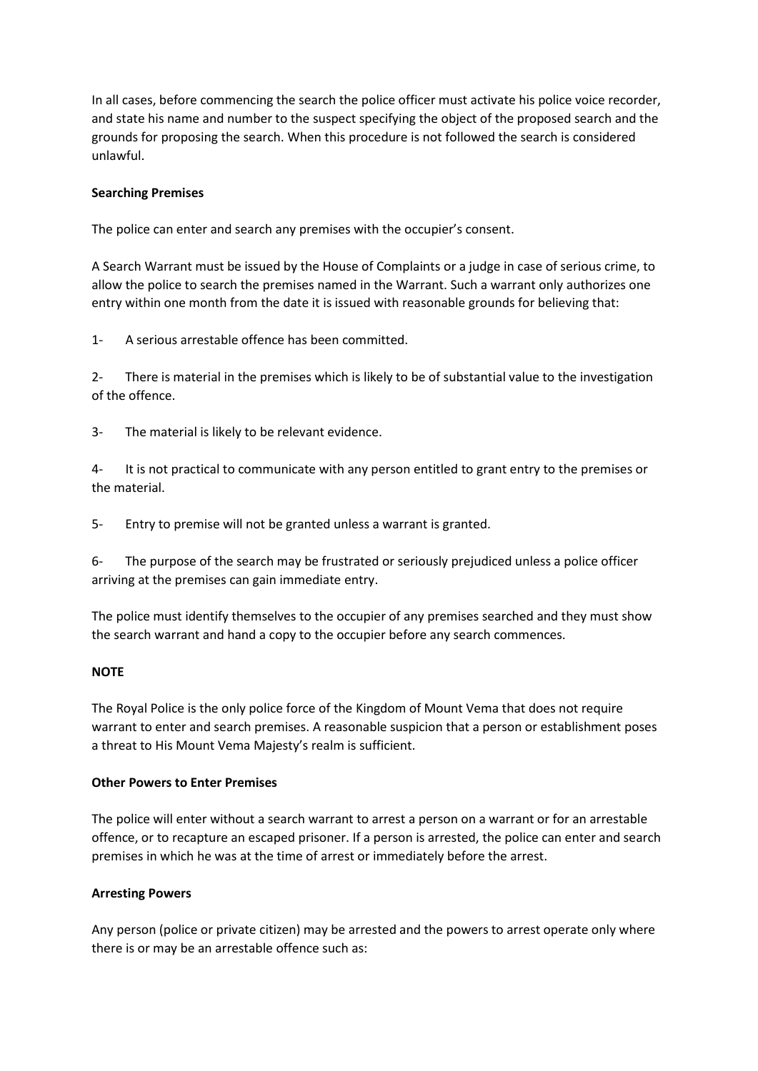In all cases, before commencing the search the police officer must activate his police voice recorder, and state his name and number to the suspect specifying the object of the proposed search and the grounds for proposing the search. When this procedure is not followed the search is considered unlawful.

**Searching Premises**

The police can enter and search any premises with the occupier's consent.

A Search Warrant must be issued by the House of Complaints or a judge in case of serious crime, to allow the police to search the premises named in the Warrant. Such a warrant only authorizes one entry within one month from the date it is issued with reasonable grounds for believing that:

1- A serious arrestable offence has been committed.

2- There is material in the premises which is likely to be of substantial value to the investigation of the offence.

3- The material is likely to be relevant evidence.

4- It is not practical to communicate with any person entitled to grant entry to the premises or the material.

5- Entry to premise will not be granted unless a warrant is granted.

6- The purpose of the search may be frustrated or seriously prejudiced unless a police officer arriving at the premises can gain immediate entry.

The police must identify themselves to the occupier of any premises searched and they must show the search warrant and hand a copy to the occupier before any search commences.

**NOTE**

The Royal Police is the only police force of the Kingdom of Mount Vema that does not require warrant to enter and search premises. A reasonable suspicion that a person or establishment poses a threat to His Mount Vema Majesty's realm is sufficient.

**Other Powers to Enter Premises**

The police will enter without a search warrant to arrest a person on a warrant or for an arrestable offence, or to recapture an escaped prisoner. If a person is arrested, the police can enter and search premises in which he was at the time of arrest or immediately before the arrest.

**Arresting Powers**

Any person (police or private citizen) may be arrested and the powers to arrest operate only where there is or may be an arrestable offence such as: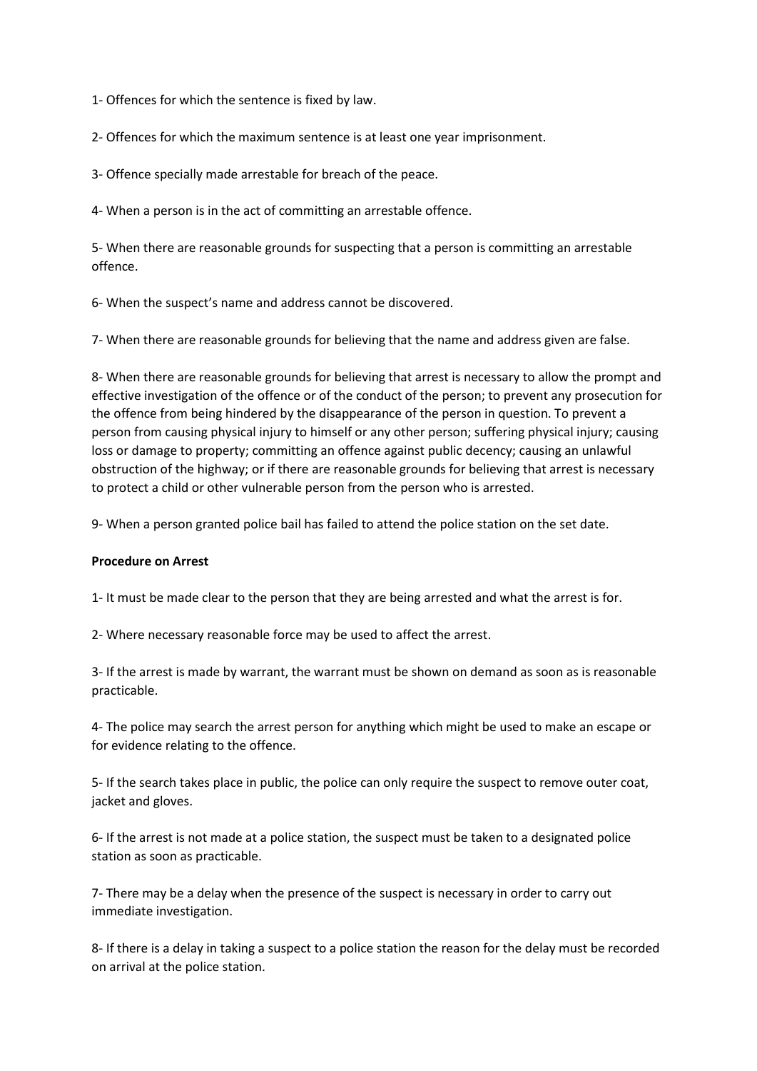1- Offences for which the sentence is fixed by law.

2- Offences for which the maximum sentence is at least one year imprisonment.

3- Offence specially made arrestable for breach of the peace.

4- When a person is in the act of committing an arrestable offence.

5- When there are reasonable grounds for suspecting that a person is committing an arrestable offence.

6- When the suspect's name and address cannot be discovered.

7- When there are reasonable grounds for believing that the name and address given are false.

8- When there are reasonable grounds for believing that arrest is necessary to allow the prompt and effective investigation of the offence or of the conduct of the person; to prevent any prosecution for the offence from being hindered by the disappearance of the person in question. To prevent a person from causing physical injury to himself or any other person; suffering physical injury; causing loss or damage to property; committing an offence against public decency; causing an unlawful obstruction of the highway; or if there are reasonable grounds for believing that arrest is necessary to protect a child or other vulnerable person from the person who is arrested.

9- When a person granted police bail has failed to attend the police station on the set date.

**Procedure on Arrest**

1- It must be made clear to the person that they are being arrested and what the arrest is for.

2- Where necessary reasonable force may be used to affect the arrest.

3- If the arrest is made by warrant, the warrant must be shown on demand as soon as is reasonable practicable.

4- The police may search the arrest person for anything which might be used to make an escape or for evidence relating to the offence.

5- If the search takes place in public, the police can only require the suspect to remove outer coat, jacket and gloves.

6- If the arrest is not made at a police station, the suspect must be taken to a designated police station as soon as practicable.

7- There may be a delay when the presence of the suspect is necessary in order to carry out immediate investigation.

8- If there is a delay in taking a suspect to a police station the reason for the delay must be recorded on arrival at the police station.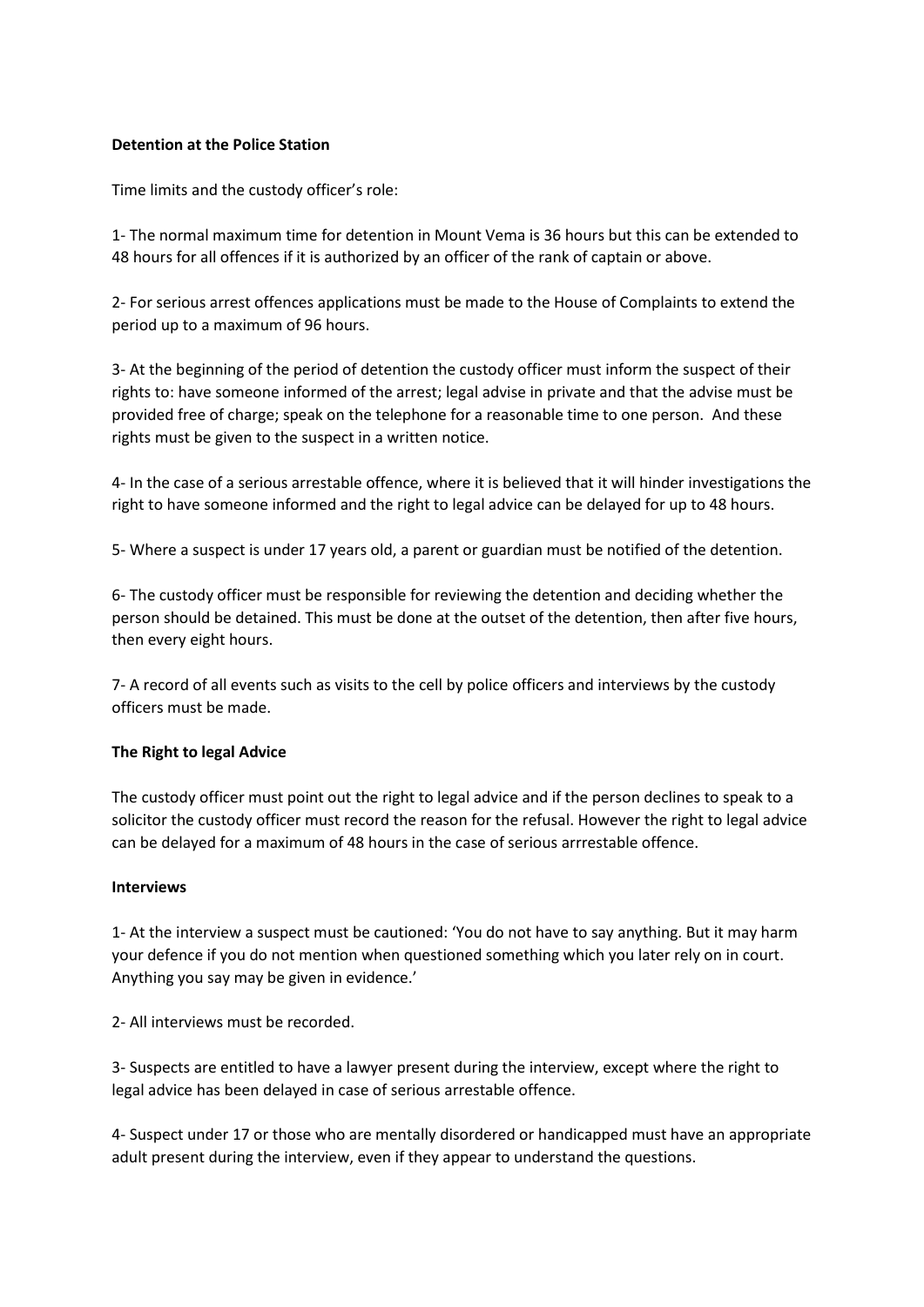**Detention at the Police Station**

Time limits and the custody officer's role:

1- The normal maximum time for detention in Mount Vema is 36 hours but this can be extended to 48 hours for all offences if it is authorized by an officer of the rank of captain or above.

2- For serious arrest offences applications must be made to the House of Complaints to extend the period up to a maximum of 96 hours.

3- At the beginning of the period of detention the custody officer must inform the suspect of their rights to: have someone informed of the arrest; legal advise in private and that the advise must be provided free of charge; speak on the telephone for a reasonable time to one person. And these rights must be given to the suspect in a written notice.

4- In the case of a serious arrestable offence, where it is believed that it will hinder investigations the right to have someone informed and the right to legal advice can be delayed for up to 48 hours.

5- Where a suspect is under 17 years old, a parent or guardian must be notified of the detention.

6- The custody officer must be responsible for reviewing the detention and deciding whether the person should be detained. This must be done at the outset of the detention, then after five hours, then every eight hours.

7- A record of all events such as visits to the cell by police officers and interviews by the custody officers must be made.

**The Right to legal Advice**

The custody officer must point out the right to legal advice and if the person declines to speak to a solicitor the custody officer must record the reason for the refusal. However the right to legal advice can be delayed for a maximum of 48 hours in the case of serious arrrestable offence.

**Interviews**

1- At the interview a suspect must be cautioned: 'You do not have to say anything. But it may harm your defence if you do not mention when questioned something which you later rely on in court. Anything you say may be given in evidence.'

2- All interviews must be recorded.

3- Suspects are entitled to have a lawyer present during the interview, except where the right to legal advice has been delayed in case of serious arrestable offence.

4- Suspect under 17 or those who are mentally disordered or handicapped must have an appropriate adult present during the interview, even if they appear to understand the questions.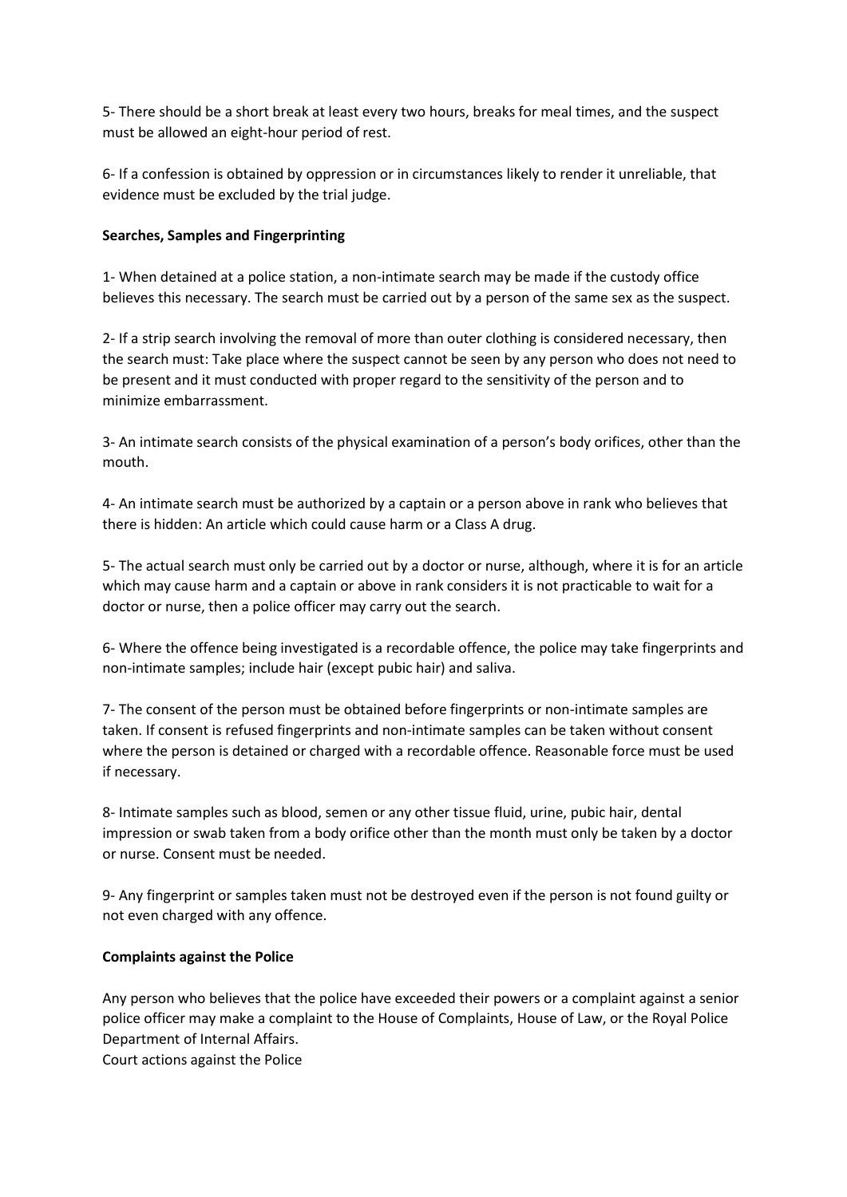5- There should be a short break at least every two hours, breaks for meal times, and the suspect must be allowed an eight-hour period of rest.

6- If a confession is obtained by oppression or in circumstances likely to render it unreliable, that evidence must be excluded by the trial judge.

**Searches, Samples and Fingerprinting**

1- When detained at a police station, a non-intimate search may be made if the custody office believes this necessary. The search must be carried out by a person of the same sex as the suspect.

2- If a strip search involving the removal of more than outer clothing is considered necessary, then the search must: Take place where the suspect cannot be seen by any person who does not need to be present and it must conducted with proper regard to the sensitivity of the person and to minimize embarrassment.

3- An intimate search consists of the physical examination of a person's body orifices, other than the mouth.

4- An intimate search must be authorized by a captain or a person above in rank who believes that there is hidden: An article which could cause harm or a Class A drug.

5- The actual search must only be carried out by a doctor or nurse, although, where it is for an article which may cause harm and a captain or above in rank considers it is not practicable to wait for a doctor or nurse, then a police officer may carry out the search.

6- Where the offence being investigated is a recordable offence, the police may take fingerprints and non-intimate samples; include hair (except pubic hair) and saliva.

7- The consent of the person must be obtained before fingerprints or non-intimate samples are taken. If consent is refused fingerprints and non-intimate samples can be taken without consent where the person is detained or charged with a recordable offence. Reasonable force must be used if necessary.

8- Intimate samples such as blood, semen or any other tissue fluid, urine, pubic hair, dental impression or swab taken from a body orifice other than the month must only be taken by a doctor or nurse. Consent must be needed.

9- Any fingerprint or samples taken must not be destroyed even if the person is not found guilty or not even charged with any offence.

**Complaints against the Police**

Any person who believes that the police have exceeded their powers or a complaint against a senior police officer may make a complaint to the House of Complaints, House of Law, or the Royal Police Department of Internal Affairs.

Court actions against the Police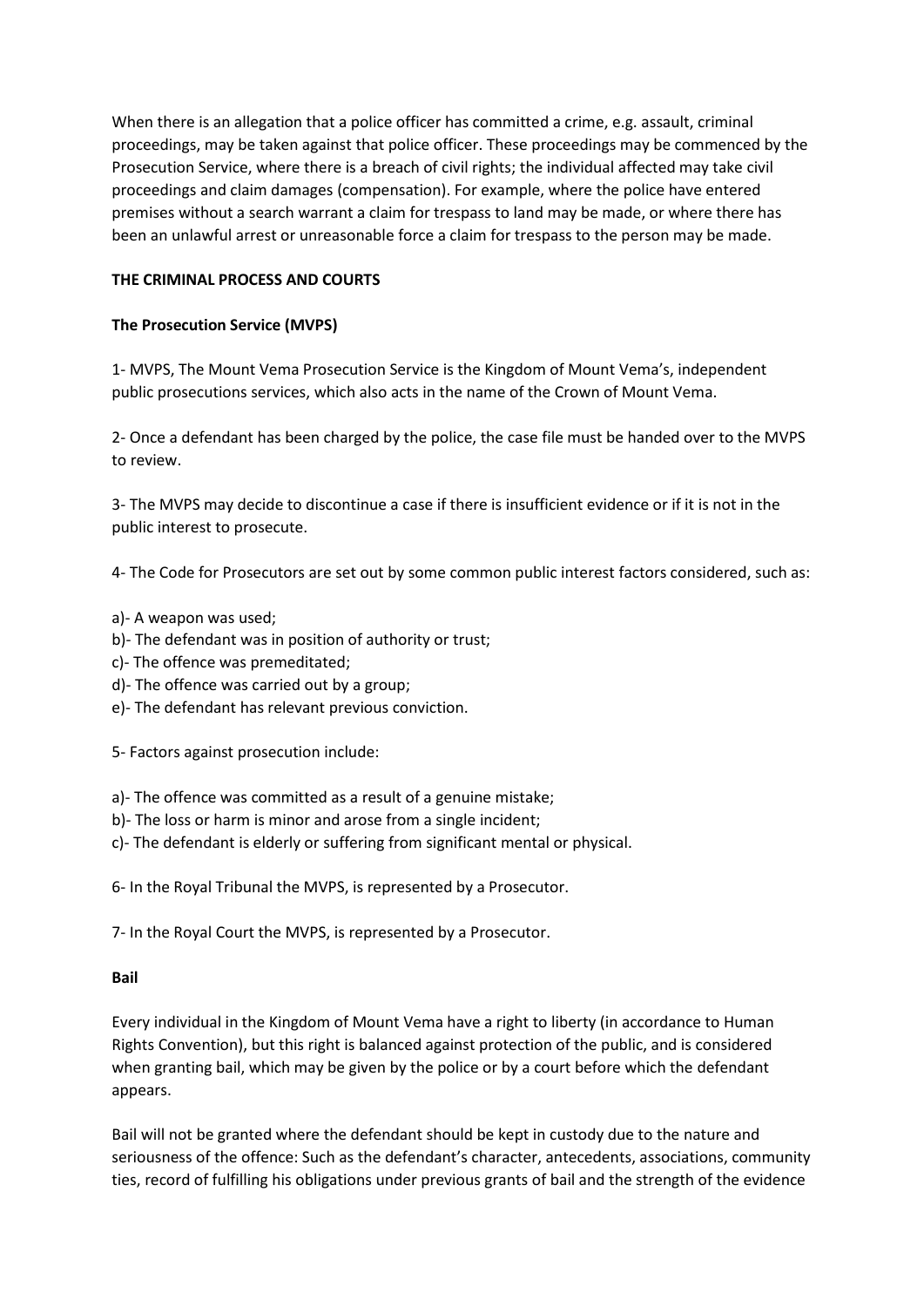When there is an allegation that a police officer has committed a crime, e.g. assault, criminal proceedings, may be taken against that police officer. These proceedings may be commenced by the Prosecution Service, where there is a breach of civil rights; the individual affected may take civil proceedings and claim damages (compensation). For example, where the police have entered premises without a search warrant a claim for trespass to land may be made, or where there has been an unlawful arrest or unreasonable force a claim for trespass to the person may be made.

## THE CRIMINAL PROCESS AND COURTS

### The Prosecution Service (MVPS)

1- MVPS, The Mount Vema Prosecution Service is the Kingdom of Mount Vema's, independent public prosecutions services, which also acts in the name of the Crown of Mount Vema.

2- Once a defendant has been charged by the police, the case file must be handed over to the MVPS to review.

3- The MVPS may decide to discontinue a case if there is insufficient evidence or if it is not in the public interest to prosecute.

4- The Code for Prosecutors are set out by some common public interest factors considered, such as:

a)- A weapon was used;
b)- The defendant was in position of authority or trust;
c)- The offence was premeditated;
d)- The offence was carried out by a group;
e)- The defendant has relevant previous conviction.

5- Factors against prosecution include:

a)- The offence was committed as a result of a genuine mistake;
b)- The loss or harm is minor and arose from a single incident;
c)- The defendant is elderly or suffering from significant mental or physical.

6- In the Royal Tribunal the MVPS, is represented by a Prosecutor.

7- In the Royal Court the MVPS, is represented by a Prosecutor.

### Bail

Every individual in the Kingdom of Mount Vema have a right to liberty (in accordance to Human Rights Convention), but this right is balanced against protection of the public, and is considered when granting bail, which may be given by the police or by a court before which the defendant appears.

Bail will not be granted where the defendant should be kept in custody due to the nature and seriousness of the offence: Such as the defendant's character, antecedents, associations, community ties, record of fulfilling his obligations under previous grants of bail and the strength of the evidence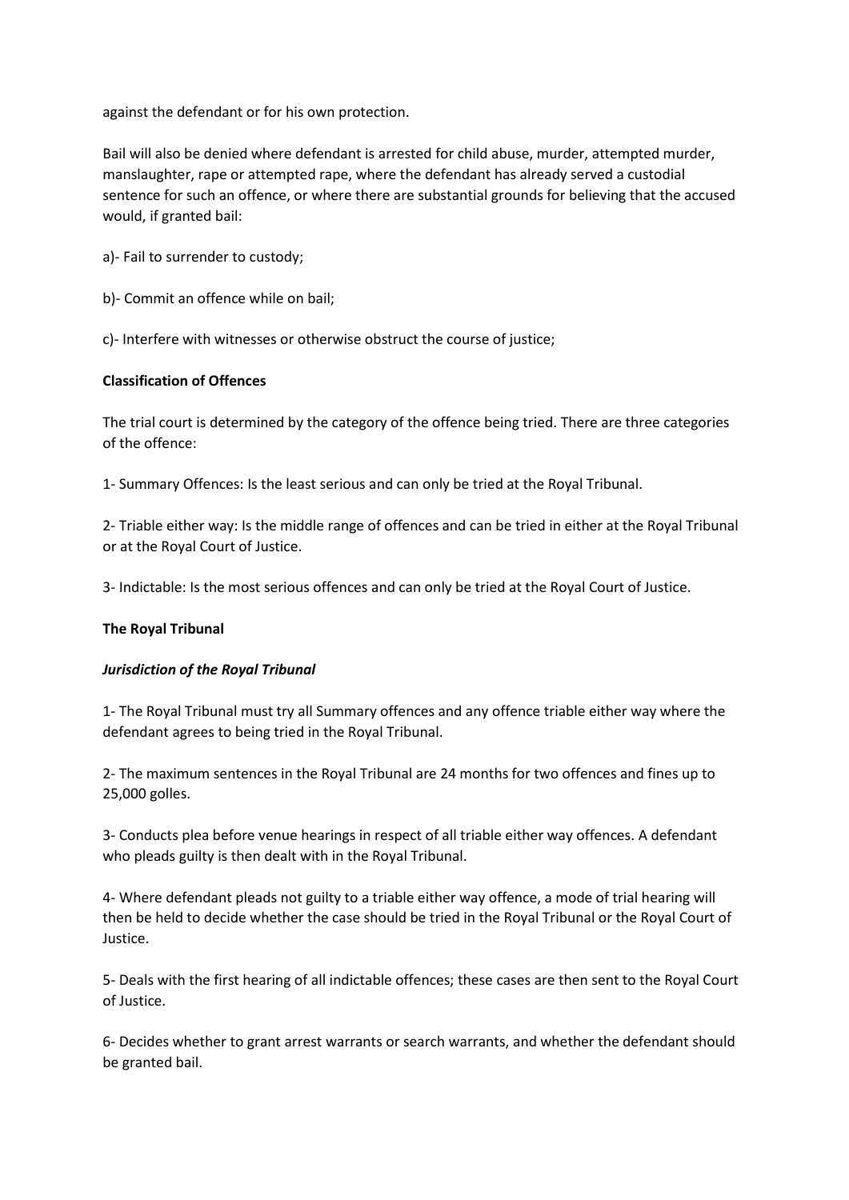against the defendant or for his own protection.

Bail will also be denied where defendant is arrested for child abuse, murder, attempted murder, manslaughter, rape or attempted rape, where the defendant has already served a custodial sentence for such an offence, or where there are substantial grounds for believing that the accused would, if granted bail:

a)- Fail to surrender to custody;

b)- Commit an offence while on bail;

c)- Interfere with witnesses or otherwise obstruct the course of justice;

**Classification of Offences**

The trial court is determined by the category of the offence being tried. There are three categories of the offence:

1- Summary Offences: Is the least serious and can only be tried at the Royal Tribunal.

2- Triable either way: Is the middle range of offences and can be tried in either at the Royal Tribunal or at the Royal Court of Justice.

3- Indictable: Is the most serious offences and can only be tried at the Royal Court of Justice.

**The Royal Tribunal**

***Jurisdiction of the Royal Tribunal***

1- The Royal Tribunal must try all Summary offences and any offence triable either way where the defendant agrees to being tried in the Royal Tribunal.

2- The maximum sentences in the Royal Tribunal are 24 months for two offences and fines up to 25,000 golles.

3- Conducts plea before venue hearings in respect of all triable either way offences. A defendant who pleads guilty is then dealt with in the Royal Tribunal.

4- Where defendant pleads not guilty to a triable either way offence, a mode of trial hearing will then be held to decide whether the case should be tried in the Royal Tribunal or the Royal Court of Justice.

5- Deals with the first hearing of all indictable offences; these cases are then sent to the Royal Court of Justice.

6- Decides whether to grant arrest warrants or search warrants, and whether the defendant should be granted bail.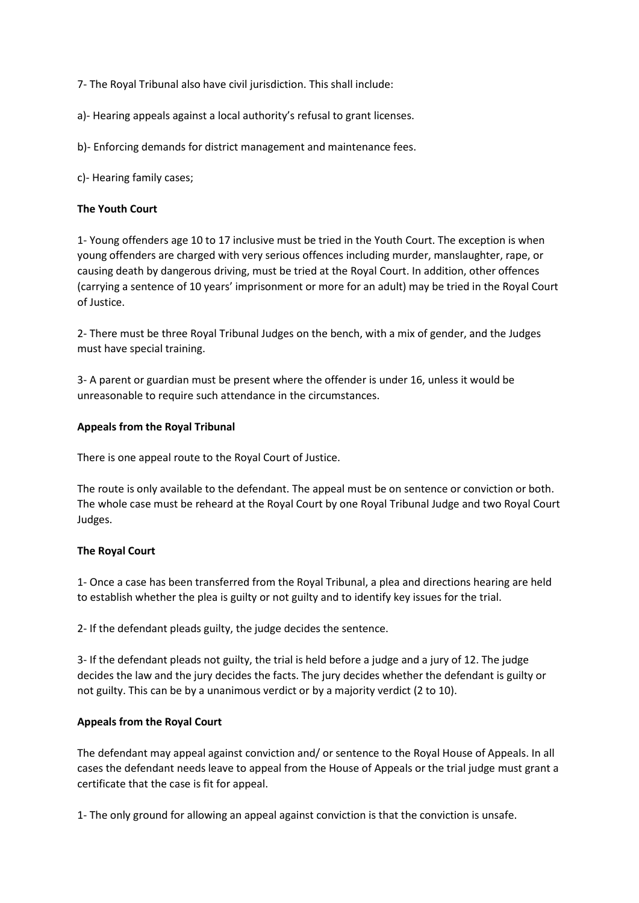7- The Royal Tribunal also have civil jurisdiction. This shall include:

a)- Hearing appeals against a local authority's refusal to grant licenses.

b)- Enforcing demands for district management and maintenance fees.

c)- Hearing family cases;

**The Youth Court**

1- Young offenders age 10 to 17 inclusive must be tried in the Youth Court. The exception is when young offenders are charged with very serious offences including murder, manslaughter, rape, or causing death by dangerous driving, must be tried at the Royal Court. In addition, other offences (carrying a sentence of 10 years' imprisonment or more for an adult) may be tried in the Royal Court of Justice.

2- There must be three Royal Tribunal Judges on the bench, with a mix of gender, and the Judges must have special training.

3- A parent or guardian must be present where the offender is under 16, unless it would be unreasonable to require such attendance in the circumstances.

**Appeals from the Royal Tribunal**

There is one appeal route to the Royal Court of Justice.

The route is only available to the defendant. The appeal must be on sentence or conviction or both. The whole case must be reheard at the Royal Court by one Royal Tribunal Judge and two Royal Court Judges.

**The Royal Court**

1- Once a case has been transferred from the Royal Tribunal, a plea and directions hearing are held to establish whether the plea is guilty or not guilty and to identify key issues for the trial.

2- If the defendant pleads guilty, the judge decides the sentence.

3- If the defendant pleads not guilty, the trial is held before a judge and a jury of 12. The judge decides the law and the jury decides the facts. The jury decides whether the defendant is guilty or not guilty. This can be by a unanimous verdict or by a majority verdict (2 to 10).

**Appeals from the Royal Court**

The defendant may appeal against conviction and/ or sentence to the Royal House of Appeals. In all cases the defendant needs leave to appeal from the House of Appeals or the trial judge must grant a certificate that the case is fit for appeal.

1- The only ground for allowing an appeal against conviction is that the conviction is unsafe.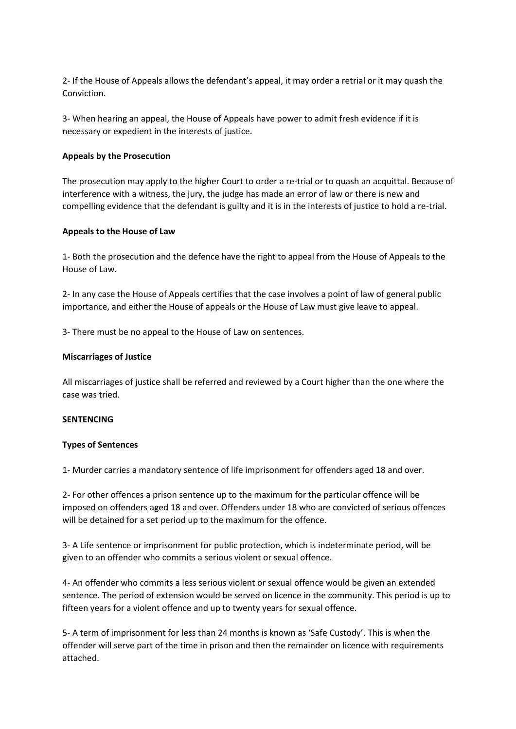2- If the House of Appeals allows the defendant's appeal, it may order a retrial or it may quash the Conviction.

3- When hearing an appeal, the House of Appeals have power to admit fresh evidence if it is necessary or expedient in the interests of justice.

**Appeals by the Prosecution**

The prosecution may apply to the higher Court to order a re-trial or to quash an acquittal. Because of interference with a witness, the jury, the judge has made an error of law or there is new and compelling evidence that the defendant is guilty and it is in the interests of justice to hold a re-trial.

**Appeals to the House of Law**

1- Both the prosecution and the defence have the right to appeal from the House of Appeals to the House of Law.

2- In any case the House of Appeals certifies that the case involves a point of law of general public importance, and either the House of appeals or the House of Law must give leave to appeal.

3- There must be no appeal to the House of Law on sentences.

**Miscarriages of Justice**

All miscarriages of justice shall be referred and reviewed by a Court higher than the one where the case was tried.

**SENTENCING**

**Types of Sentences**

1- Murder carries a mandatory sentence of life imprisonment for offenders aged 18 and over.

2- For other offences a prison sentence up to the maximum for the particular offence will be imposed on offenders aged 18 and over. Offenders under 18 who are convicted of serious offences will be detained for a set period up to the maximum for the offence.

3- A Life sentence or imprisonment for public protection, which is indeterminate period, will be given to an offender who commits a serious violent or sexual offence.

4- An offender who commits a less serious violent or sexual offence would be given an extended sentence. The period of extension would be served on licence in the community. This period is up to fifteen years for a violent offence and up to twenty years for sexual offence.

5- A term of imprisonment for less than 24 months is known as 'Safe Custody'. This is when the offender will serve part of the time in prison and then the remainder on licence with requirements attached.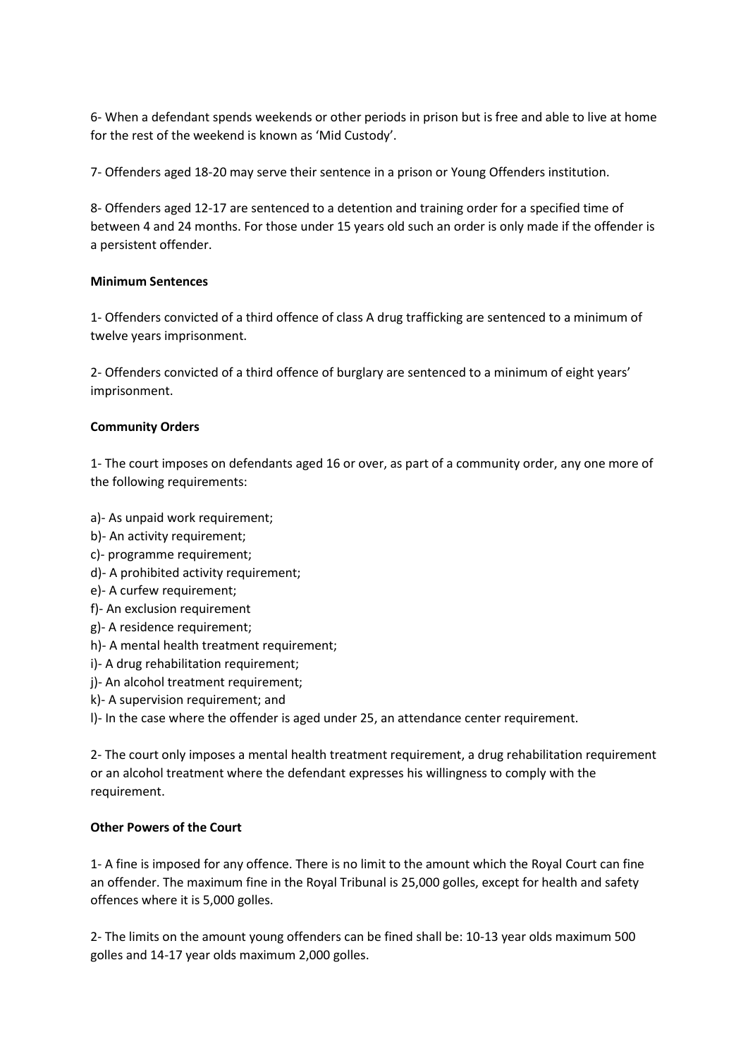6- When a defendant spends weekends or other periods in prison but is free and able to live at home for the rest of the weekend is known as 'Mid Custody'.

7- Offenders aged 18-20 may serve their sentence in a prison or Young Offenders institution.

8- Offenders aged 12-17 are sentenced to a detention and training order for a specified time of between 4 and 24 months. For those under 15 years old such an order is only made if the offender is a persistent offender.

**Minimum Sentences**

1- Offenders convicted of a third offence of class A drug trafficking are sentenced to a minimum of twelve years imprisonment.

2- Offenders convicted of a third offence of burglary are sentenced to a minimum of eight years' imprisonment.

**Community Orders**

1- The court imposes on defendants aged 16 or over, as part of a community order, any one more of the following requirements:

a)- As unpaid work requirement;
b)- An activity requirement;
c)- programme requirement;
d)- A prohibited activity requirement;
e)- A curfew requirement;
f)- An exclusion requirement
g)- A residence requirement;
h)- A mental health treatment requirement;
i)- A drug rehabilitation requirement;
j)- An alcohol treatment requirement;
k)- A supervision requirement; and
l)- In the case where the offender is aged under 25, an attendance center requirement.

2- The court only imposes a mental health treatment requirement, a drug rehabilitation requirement or an alcohol treatment where the defendant expresses his willingness to comply with the requirement.

**Other Powers of the Court**

1- A fine is imposed for any offence. There is no limit to the amount which the Royal Court can fine an offender. The maximum fine in the Royal Tribunal is 25,000 golles, except for health and safety offences where it is 5,000 golles.

2- The limits on the amount young offenders can be fined shall be: 10-13 year olds maximum 500 golles and 14-17 year olds maximum 2,000 golles.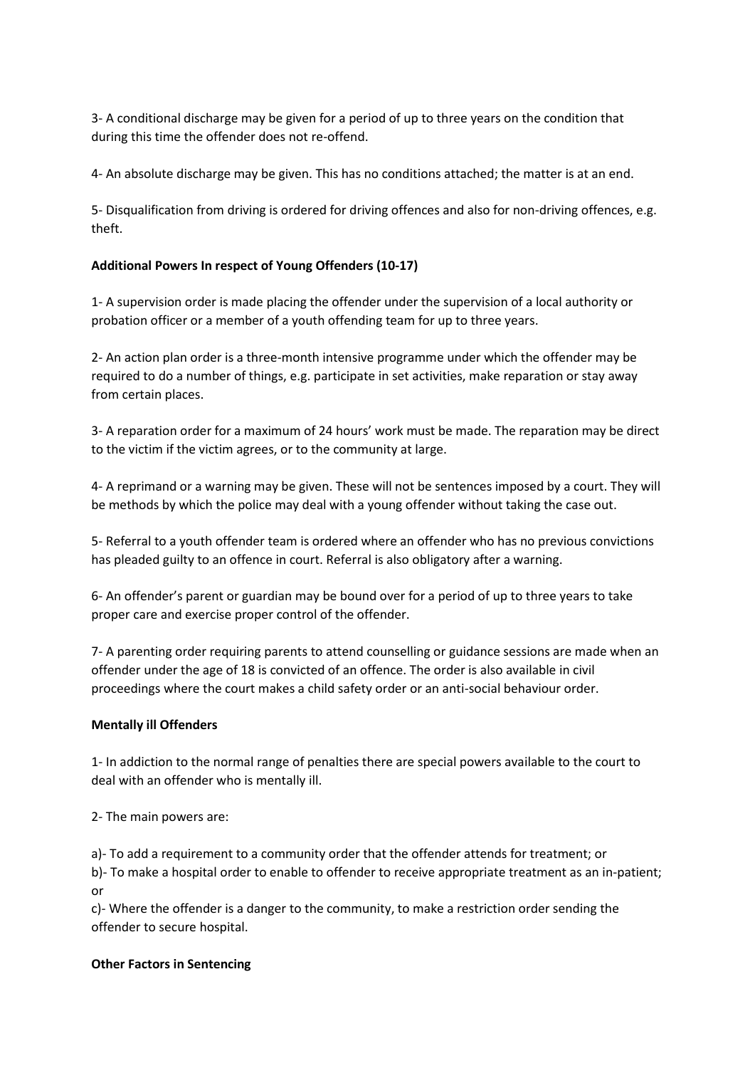3- A conditional discharge may be given for a period of up to three years on the condition that during this time the offender does not re-offend.

4- An absolute discharge may be given. This has no conditions attached; the matter is at an end.

5- Disqualification from driving is ordered for driving offences and also for non-driving offences, e.g. theft.

**Additional Powers In respect of Young Offenders (10-17)**

1- A supervision order is made placing the offender under the supervision of a local authority or probation officer or a member of a youth offending team for up to three years.

2- An action plan order is a three-month intensive programme under which the offender may be required to do a number of things, e.g. participate in set activities, make reparation or stay away from certain places.

3- A reparation order for a maximum of 24 hours' work must be made. The reparation may be direct to the victim if the victim agrees, or to the community at large.

4- A reprimand or a warning may be given. These will not be sentences imposed by a court. They will be methods by which the police may deal with a young offender without taking the case out.

5- Referral to a youth offender team is ordered where an offender who has no previous convictions has pleaded guilty to an offence in court. Referral is also obligatory after a warning.

6- An offender's parent or guardian may be bound over for a period of up to three years to take proper care and exercise proper control of the offender.

7- A parenting order requiring parents to attend counselling or guidance sessions are made when an offender under the age of 18 is convicted of an offence. The order is also available in civil proceedings where the court makes a child safety order or an anti-social behaviour order.

**Mentally ill Offenders**

1- In addiction to the normal range of penalties there are special powers available to the court to deal with an offender who is mentally ill.

2- The main powers are:

a)- To add a requirement to a community order that the offender attends for treatment; or
b)- To make a hospital order to enable to offender to receive appropriate treatment as an in-patient; or
c)- Where the offender is a danger to the community, to make a restriction order sending the offender to secure hospital.

**Other Factors in Sentencing**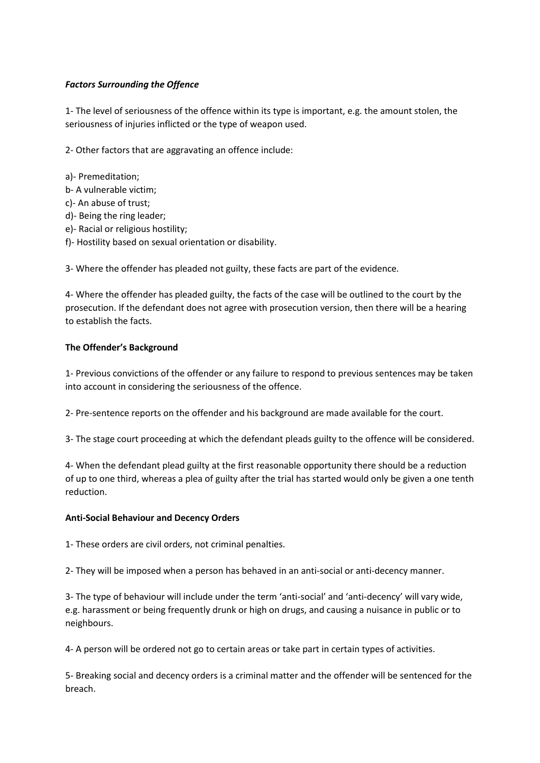***Factors Surrounding the Offence***

1- The level of seriousness of the offence within its type is important, e.g. the amount stolen, the seriousness of injuries inflicted or the type of weapon used.

2- Other factors that are aggravating an offence include:

a)- Premeditation;
b- A vulnerable victim;
c)- An abuse of trust;
d)- Being the ring leader;
e)- Racial or religious hostility;
f)- Hostility based on sexual orientation or disability.

3- Where the offender has pleaded not guilty, these facts are part of the evidence.

4- Where the offender has pleaded guilty, the facts of the case will be outlined to the court by the prosecution. If the defendant does not agree with prosecution version, then there will be a hearing to establish the facts.

**The Offender's Background**

1- Previous convictions of the offender or any failure to respond to previous sentences may be taken into account in considering the seriousness of the offence.

2- Pre-sentence reports on the offender and his background are made available for the court.

3- The stage court proceeding at which the defendant pleads guilty to the offence will be considered.

4- When the defendant plead guilty at the first reasonable opportunity there should be a reduction of up to one third, whereas a plea of guilty after the trial has started would only be given a one tenth reduction.

**Anti-Social Behaviour and Decency Orders**

1- These orders are civil orders, not criminal penalties.

2- They will be imposed when a person has behaved in an anti-social or anti-decency manner.

3- The type of behaviour will include under the term 'anti-social' and 'anti-decency' will vary wide, e.g. harassment or being frequently drunk or high on drugs, and causing a nuisance in public or to neighbours.

4- A person will be ordered not go to certain areas or take part in certain types of activities.

5- Breaking social and decency orders is a criminal matter and the offender will be sentenced for the breach.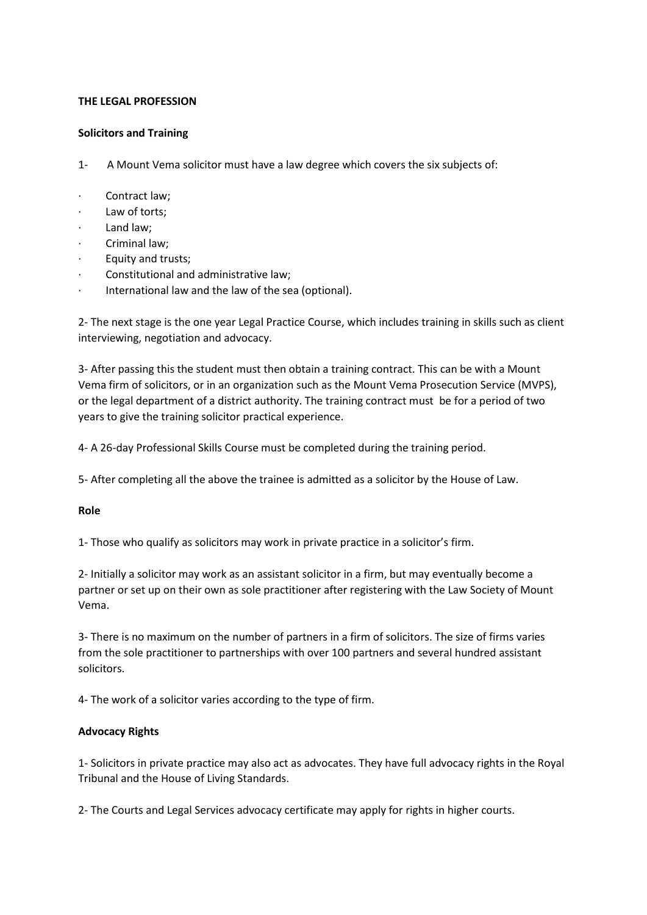**THE LEGAL PROFESSION**

**Solicitors and Training**

1- A Mount Vema solicitor must have a law degree which covers the six subjects of:

- Contract law;
- Law of torts;
- Land law;
- Criminal law;
- Equity and trusts;
- Constitutional and administrative law;
- International law and the law of the sea (optional).

2- The next stage is the one year Legal Practice Course, which includes training in skills such as client interviewing, negotiation and advocacy.

3- After passing this the student must then obtain a training contract. This can be with a Mount Vema firm of solicitors, or in an organization such as the Mount Vema Prosecution Service (MVPS), or the legal department of a district authority. The training contract must be for a period of two years to give the training solicitor practical experience.

4- A 26-day Professional Skills Course must be completed during the training period.

5- After completing all the above the trainee is admitted as a solicitor by the House of Law.

**Role**

1- Those who qualify as solicitors may work in private practice in a solicitor's firm.

2- Initially a solicitor may work as an assistant solicitor in a firm, but may eventually become a partner or set up on their own as sole practitioner after registering with the Law Society of Mount Vema.

3- There is no maximum on the number of partners in a firm of solicitors. The size of firms varies from the sole practitioner to partnerships with over 100 partners and several hundred assistant solicitors.

4- The work of a solicitor varies according to the type of firm.

**Advocacy Rights**

1- Solicitors in private practice may also act as advocates. They have full advocacy rights in the Royal Tribunal and the House of Living Standards.

2- The Courts and Legal Services advocacy certificate may apply for rights in higher courts.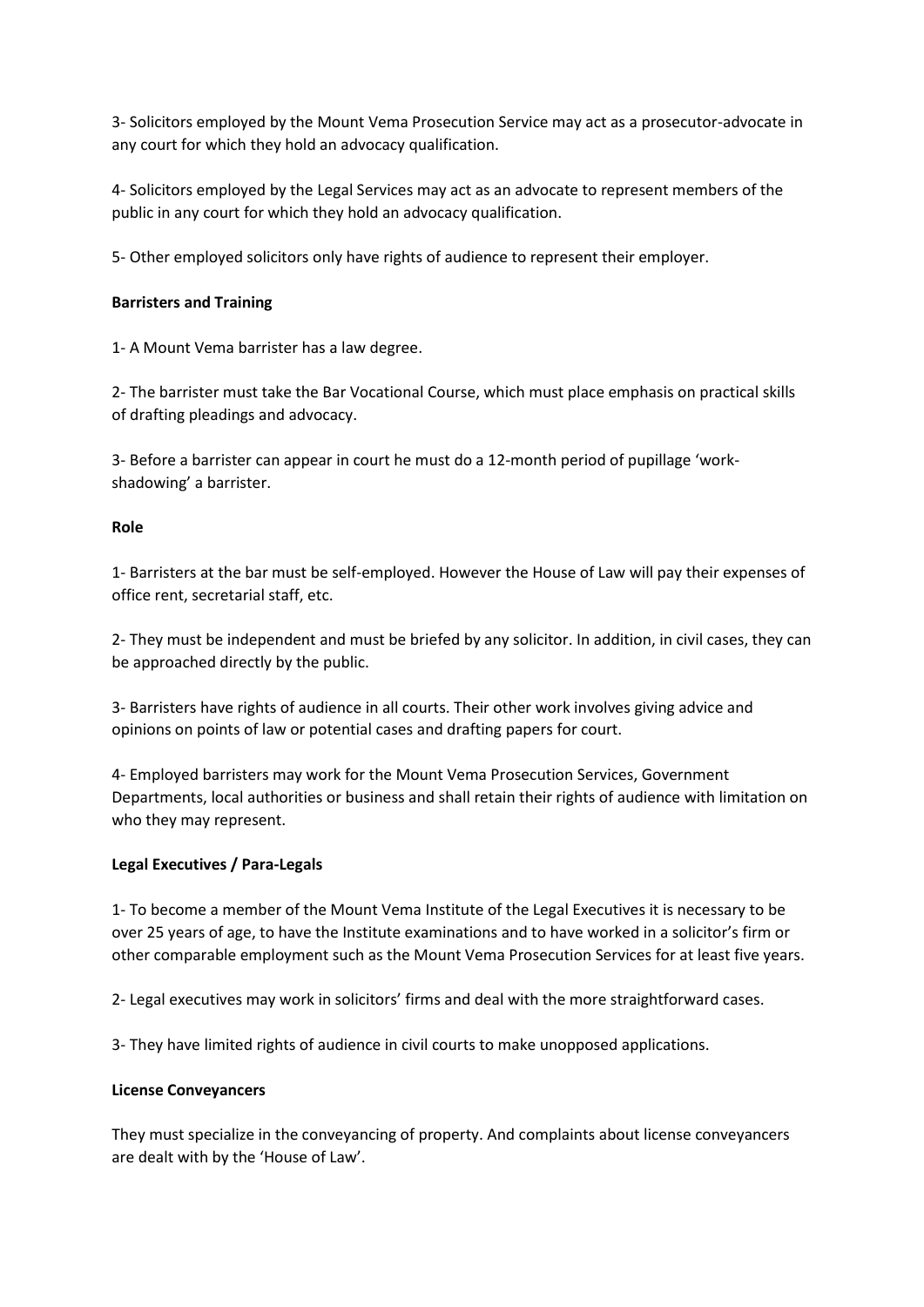3- Solicitors employed by the Mount Vema Prosecution Service may act as a prosecutor-advocate in any court for which they hold an advocacy qualification.

4- Solicitors employed by the Legal Services may act as an advocate to represent members of the public in any court for which they hold an advocacy qualification.

5- Other employed solicitors only have rights of audience to represent their employer.

**Barristers and Training**

1- A Mount Vema barrister has a law degree.

2- The barrister must take the Bar Vocational Course, which must place emphasis on practical skills of drafting pleadings and advocacy.

3- Before a barrister can appear in court he must do a 12-month period of pupillage 'work-shadowing' a barrister.

**Role**

1- Barristers at the bar must be self-employed. However the House of Law will pay their expenses of office rent, secretarial staff, etc.

2- They must be independent and must be briefed by any solicitor. In addition, in civil cases, they can be approached directly by the public.

3- Barristers have rights of audience in all courts. Their other work involves giving advice and opinions on points of law or potential cases and drafting papers for court.

4- Employed barristers may work for the Mount Vema Prosecution Services, Government Departments, local authorities or business and shall retain their rights of audience with limitation on who they may represent.

**Legal Executives / Para-Legals**

1- To become a member of the Mount Vema Institute of the Legal Executives it is necessary to be over 25 years of age, to have the Institute examinations and to have worked in a solicitor's firm or other comparable employment such as the Mount Vema Prosecution Services for at least five years.

2- Legal executives may work in solicitors' firms and deal with the more straightforward cases.

3- They have limited rights of audience in civil courts to make unopposed applications.

**License Conveyancers**

They must specialize in the conveyancing of property. And complaints about license conveyancers are dealt with by the 'House of Law'.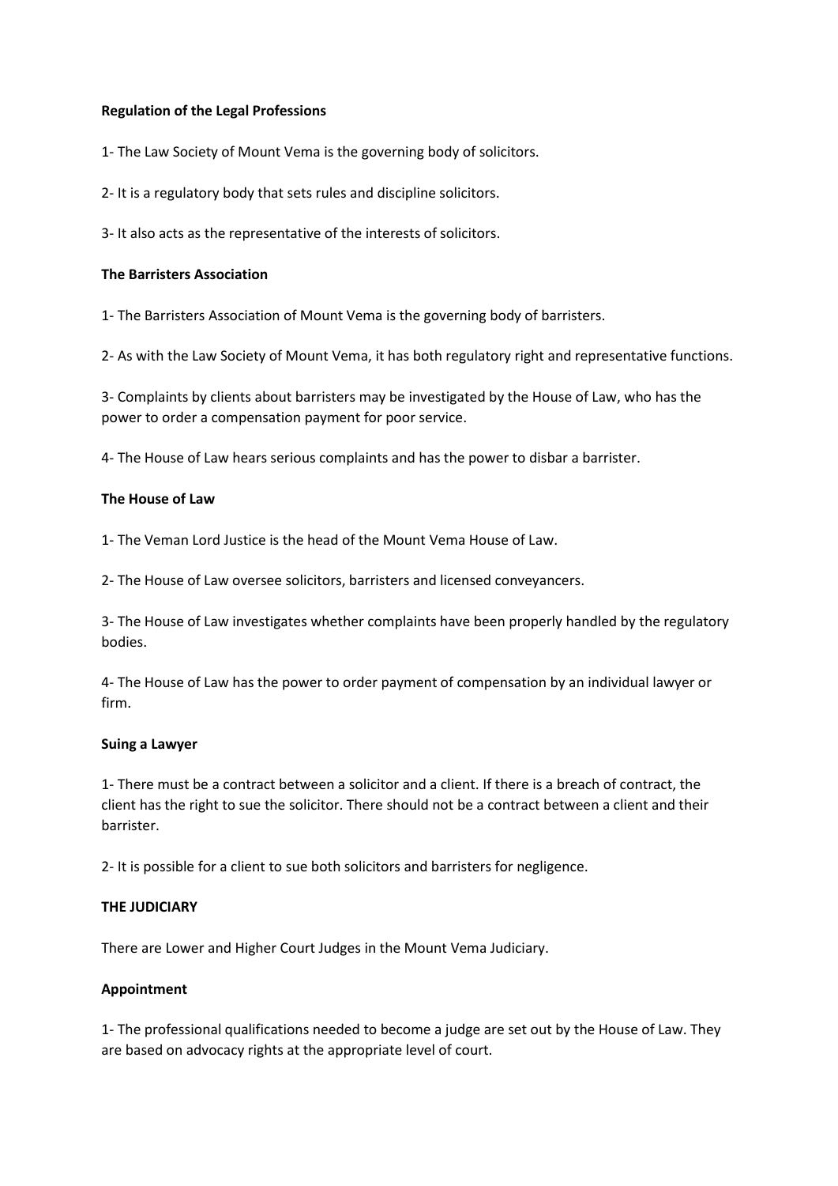**Regulation of the Legal Professions**

1- The Law Society of Mount Vema is the governing body of solicitors.

2- It is a regulatory body that sets rules and discipline solicitors.

3- It also acts as the representative of the interests of solicitors.

**The Barristers Association**

1- The Barristers Association of Mount Vema is the governing body of barristers.

2- As with the Law Society of Mount Vema, it has both regulatory right and representative functions.

3- Complaints by clients about barristers may be investigated by the House of Law, who has the power to order a compensation payment for poor service.

4- The House of Law hears serious complaints and has the power to disbar a barrister.

**The House of Law**

1- The Veman Lord Justice is the head of the Mount Vema House of Law.

2- The House of Law oversee solicitors, barristers and licensed conveyancers.

3- The House of Law investigates whether complaints have been properly handled by the regulatory bodies.

4- The House of Law has the power to order payment of compensation by an individual lawyer or firm.

**Suing a Lawyer**

1- There must be a contract between a solicitor and a client. If there is a breach of contract, the client has the right to sue the solicitor. There should not be a contract between a client and their barrister.

2- It is possible for a client to sue both solicitors and barristers for negligence.

**THE JUDICIARY**

There are Lower and Higher Court Judges in the Mount Vema Judiciary.

**Appointment**

1- The professional qualifications needed to become a judge are set out by the House of Law. They are based on advocacy rights at the appropriate level of court.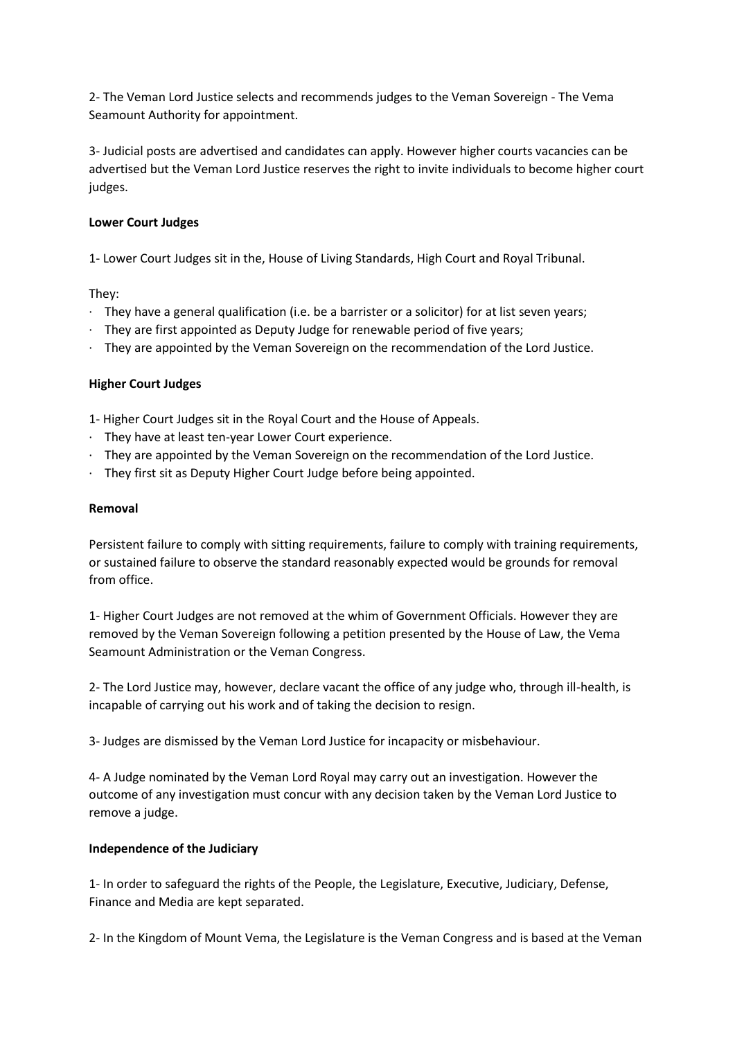2- The Veman Lord Justice selects and recommends judges to the Veman Sovereign - The Vema Seamount Authority for appointment.

3- Judicial posts are advertised and candidates can apply. However higher courts vacancies can be advertised but the Veman Lord Justice reserves the right to invite individuals to become higher court judges.

**Lower Court Judges**

1- Lower Court Judges sit in the, House of Living Standards, High Court and Royal Tribunal.

They:

- They have a general qualification (i.e. be a barrister or a solicitor) for at list seven years;
- They are first appointed as Deputy Judge for renewable period of five years;
- They are appointed by the Veman Sovereign on the recommendation of the Lord Justice.

**Higher Court Judges**

1- Higher Court Judges sit in the Royal Court and the House of Appeals.

- They have at least ten-year Lower Court experience.
- They are appointed by the Veman Sovereign on the recommendation of the Lord Justice.
- They first sit as Deputy Higher Court Judge before being appointed.

**Removal**

Persistent failure to comply with sitting requirements, failure to comply with training requirements, or sustained failure to observe the standard reasonably expected would be grounds for removal from office.

1- Higher Court Judges are not removed at the whim of Government Officials. However they are removed by the Veman Sovereign following a petition presented by the House of Law, the Vema Seamount Administration or the Veman Congress.

2- The Lord Justice may, however, declare vacant the office of any judge who, through ill-health, is incapable of carrying out his work and of taking the decision to resign.

3- Judges are dismissed by the Veman Lord Justice for incapacity or misbehaviour.

4- A Judge nominated by the Veman Lord Royal may carry out an investigation. However the outcome of any investigation must concur with any decision taken by the Veman Lord Justice to remove a judge.

**Independence of the Judiciary**

1- In order to safeguard the rights of the People, the Legislature, Executive, Judiciary, Defense, Finance and Media are kept separated.

2- In the Kingdom of Mount Vema, the Legislature is the Veman Congress and is based at the Veman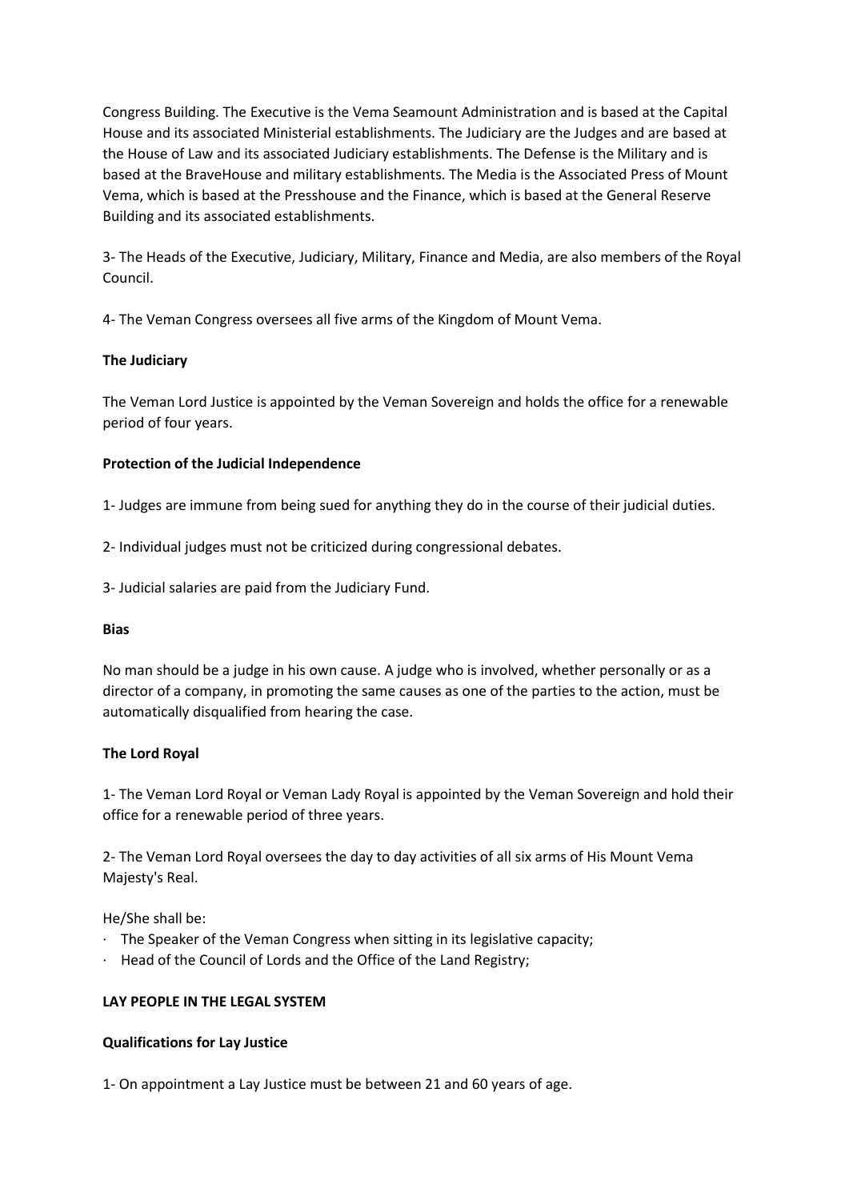Congress Building. The Executive is the Vema Seamount Administration and is based at the Capital House and its associated Ministerial establishments. The Judiciary are the Judges and are based at the House of Law and its associated Judiciary establishments. The Defense is the Military and is based at the BraveHouse and military establishments. The Media is the Associated Press of Mount Vema, which is based at the Presshouse and the Finance, which is based at the General Reserve Building and its associated establishments.

3- The Heads of the Executive, Judiciary, Military, Finance and Media, are also members of the Royal Council.

4- The Veman Congress oversees all five arms of the Kingdom of Mount Vema.

**The Judiciary**

The Veman Lord Justice is appointed by the Veman Sovereign and holds the office for a renewable period of four years.

**Protection of the Judicial Independence**

1- Judges are immune from being sued for anything they do in the course of their judicial duties.

2- Individual judges must not be criticized during congressional debates.

3- Judicial salaries are paid from the Judiciary Fund.

**Bias**

No man should be a judge in his own cause. A judge who is involved, whether personally or as a director of a company, in promoting the same causes as one of the parties to the action, must be automatically disqualified from hearing the case.

**The Lord Royal**

1- The Veman Lord Royal or Veman Lady Royal is appointed by the Veman Sovereign and hold their office for a renewable period of three years.

2- The Veman Lord Royal oversees the day to day activities of all six arms of His Mount Vema Majesty's Real.

He/She shall be:

- The Speaker of the Veman Congress when sitting in its legislative capacity;
- Head of the Council of Lords and the Office of the Land Registry;

**LAY PEOPLE IN THE LEGAL SYSTEM**

**Qualifications for Lay Justice**

1- On appointment a Lay Justice must be between 21 and 60 years of age.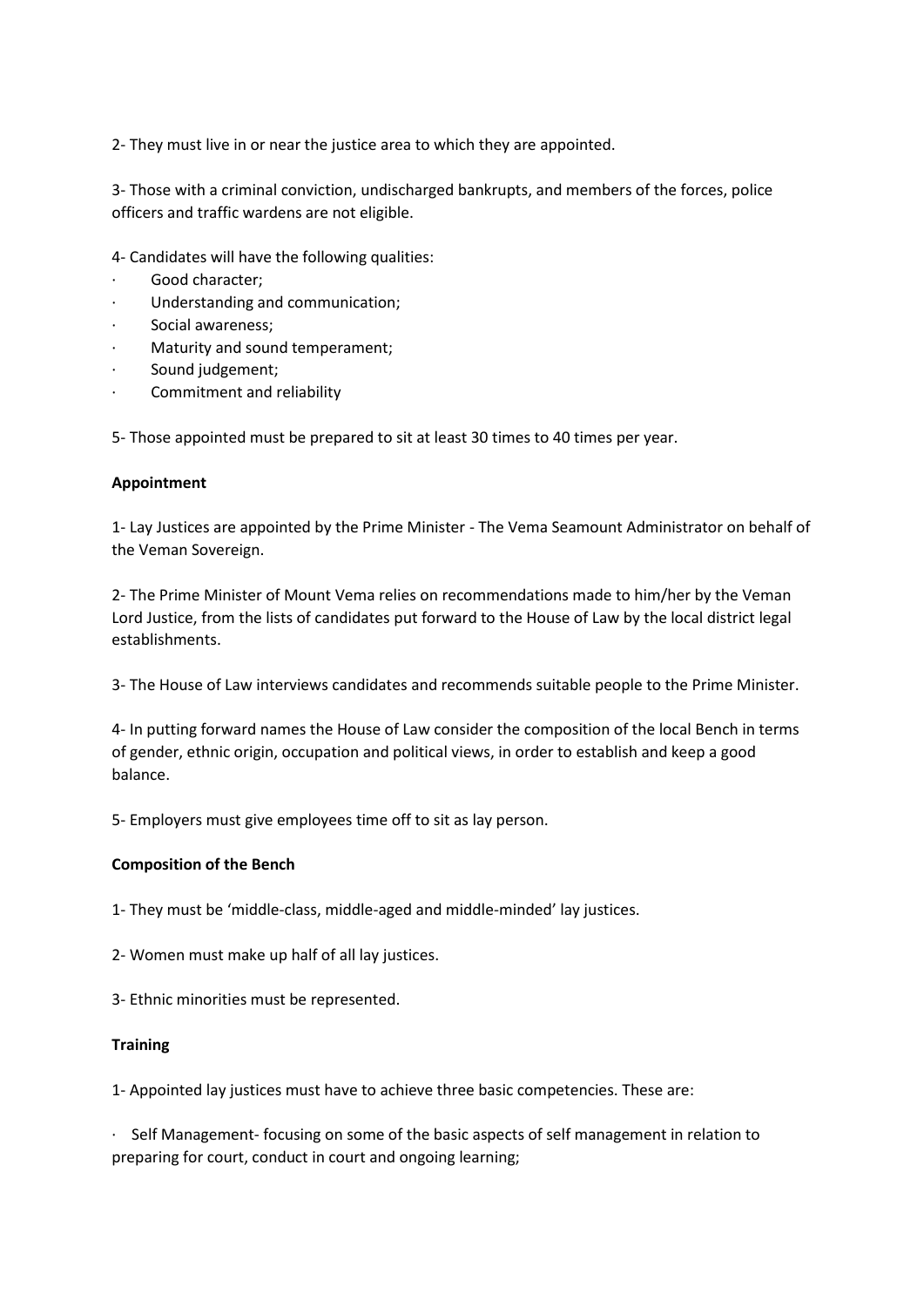2- They must live in or near the justice area to which they are appointed.

3- Those with a criminal conviction, undischarged bankrupts, and members of the forces, police officers and traffic wardens are not eligible.

4- Candidates will have the following qualities:

- Good character;
- Understanding and communication;
- Social awareness;
- Maturity and sound temperament;
- Sound judgement;
- Commitment and reliability

5- Those appointed must be prepared to sit at least 30 times to 40 times per year.

**Appointment**

1- Lay Justices are appointed by the Prime Minister - The Vema Seamount Administrator on behalf of the Veman Sovereign.

2- The Prime Minister of Mount Vema relies on recommendations made to him/her by the Veman Lord Justice, from the lists of candidates put forward to the House of Law by the local district legal establishments.

3- The House of Law interviews candidates and recommends suitable people to the Prime Minister.

4- In putting forward names the House of Law consider the composition of the local Bench in terms of gender, ethnic origin, occupation and political views, in order to establish and keep a good balance.

5- Employers must give employees time off to sit as lay person.

**Composition of the Bench**

1- They must be 'middle-class, middle-aged and middle-minded' lay justices.

2- Women must make up half of all lay justices.

3- Ethnic minorities must be represented.

**Training**

1- Appointed lay justices must have to achieve three basic competencies. These are:

- Self Management- focusing on some of the basic aspects of self management in relation to preparing for court, conduct in court and ongoing learning;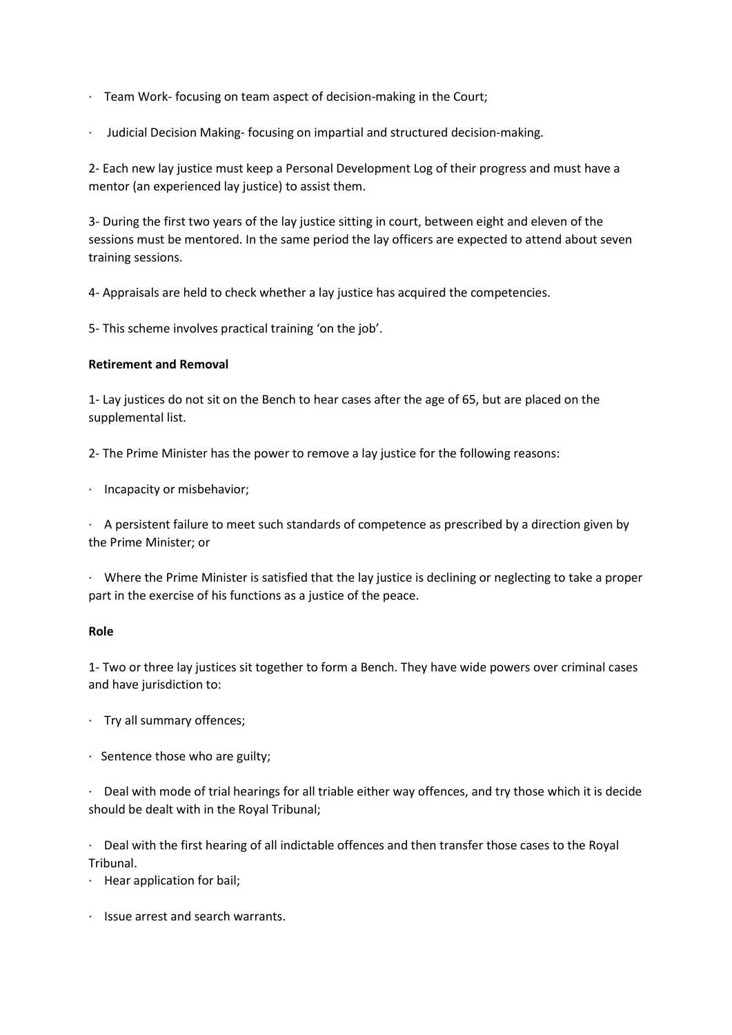- Team Work- focusing on team aspect of decision-making in the Court;
- Judicial Decision Making- focusing on impartial and structured decision-making.

2- Each new lay justice must keep a Personal Development Log of their progress and must have a mentor (an experienced lay justice) to assist them.

3- During the first two years of the lay justice sitting in court, between eight and eleven of the sessions must be mentored. In the same period the lay officers are expected to attend about seven training sessions.

4- Appraisals are held to check whether a lay justice has acquired the competencies.

5- This scheme involves practical training 'on the job'.

**Retirement and Removal**

1- Lay justices do not sit on the Bench to hear cases after the age of 65, but are placed on the supplemental list.

2- The Prime Minister has the power to remove a lay justice for the following reasons:

- Incapacity or misbehavior;
- A persistent failure to meet such standards of competence as prescribed by a direction given by the Prime Minister; or
- Where the Prime Minister is satisfied that the lay justice is declining or neglecting to take a proper part in the exercise of his functions as a justice of the peace.

**Role**

1- Two or three lay justices sit together to form a Bench. They have wide powers over criminal cases and have jurisdiction to:

- Try all summary offences;
- Sentence those who are guilty;
- Deal with mode of trial hearings for all triable either way offences, and try those which it is decide should be dealt with in the Royal Tribunal;
- Deal with the first hearing of all indictable offences and then transfer those cases to the Royal Tribunal.
- Hear application for bail;
- Issue arrest and search warrants.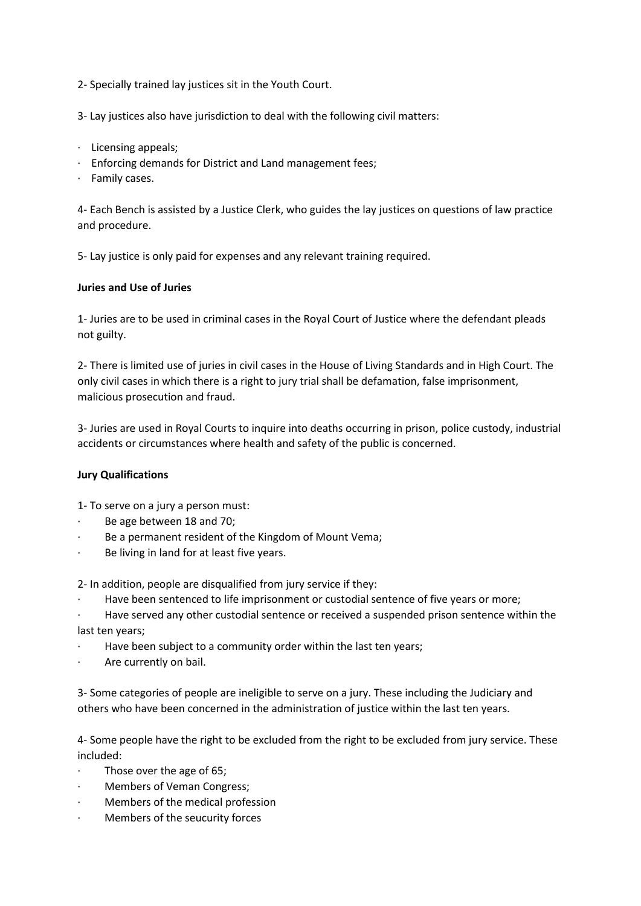2- Specially trained lay justices sit in the Youth Court.

3- Lay justices also have jurisdiction to deal with the following civil matters:

- Licensing appeals;
- Enforcing demands for District and Land management fees;
- Family cases.

4- Each Bench is assisted by a Justice Clerk, who guides the lay justices on questions of law practice and procedure.

5- Lay justice is only paid for expenses and any relevant training required.

**Juries and Use of Juries**

1- Juries are to be used in criminal cases in the Royal Court of Justice where the defendant pleads not guilty.

2- There is limited use of juries in civil cases in the House of Living Standards and in High Court. The only civil cases in which there is a right to jury trial shall be defamation, false imprisonment, malicious prosecution and fraud.

3- Juries are used in Royal Courts to inquire into deaths occurring in prison, police custody, industrial accidents or circumstances where health and safety of the public is concerned.

**Jury Qualifications**

1- To serve on a jury a person must:

- Be age between 18 and 70;
- Be a permanent resident of the Kingdom of Mount Vema;
- Be living in land for at least five years.

2- In addition, people are disqualified from jury service if they:

- Have been sentenced to life imprisonment or custodial sentence of five years or more;
- Have served any other custodial sentence or received a suspended prison sentence within the last ten years;
- Have been subject to a community order within the last ten years;
- Are currently on bail.

3- Some categories of people are ineligible to serve on a jury. These including the Judiciary and others who have been concerned in the administration of justice within the last ten years.

4- Some people have the right to be excluded from the right to be excluded from jury service. These included:

- Those over the age of 65;
- Members of Veman Congress;
- Members of the medical profession
- Members of the seucurity forces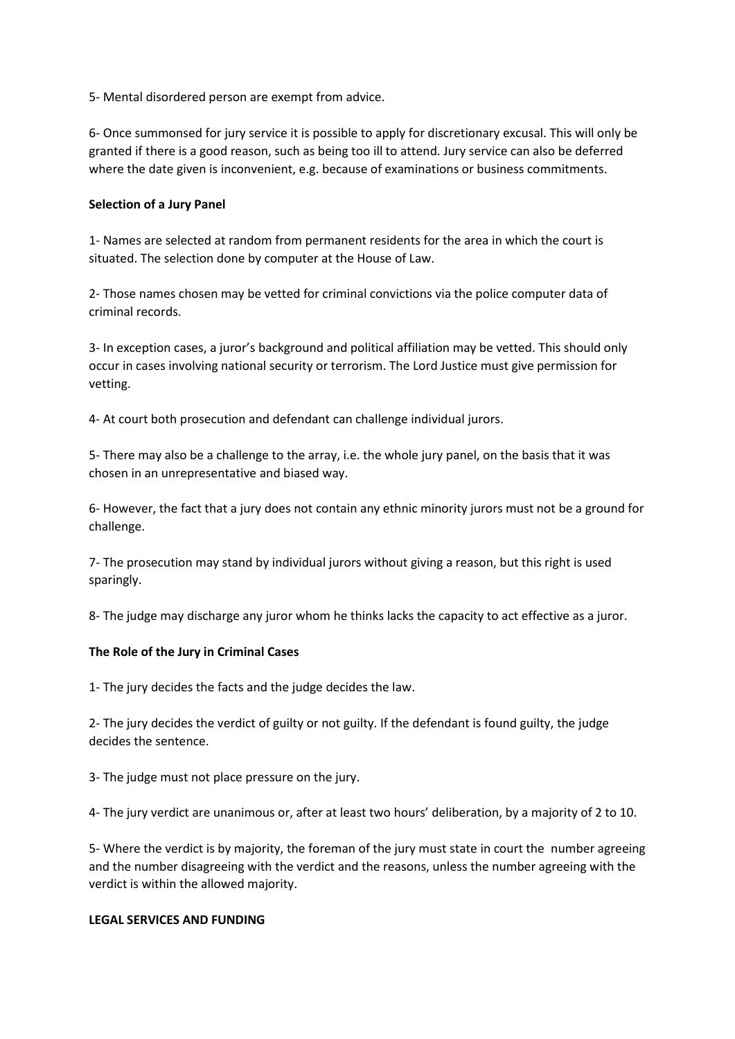5- Mental disordered person are exempt from advice.

6- Once summonsed for jury service it is possible to apply for discretionary excusal. This will only be granted if there is a good reason, such as being too ill to attend. Jury service can also be deferred where the date given is inconvenient, e.g. because of examinations or business commitments.

**Selection of a Jury Panel**

1- Names are selected at random from permanent residents for the area in which the court is situated. The selection done by computer at the House of Law.

2- Those names chosen may be vetted for criminal convictions via the police computer data of criminal records.

3- In exception cases, a juror's background and political affiliation may be vetted. This should only occur in cases involving national security or terrorism. The Lord Justice must give permission for vetting.

4- At court both prosecution and defendant can challenge individual jurors.

5- There may also be a challenge to the array, i.e. the whole jury panel, on the basis that it was chosen in an unrepresentative and biased way.

6- However, the fact that a jury does not contain any ethnic minority jurors must not be a ground for challenge.

7- The prosecution may stand by individual jurors without giving a reason, but this right is used sparingly.

8- The judge may discharge any juror whom he thinks lacks the capacity to act effective as a juror.

**The Role of the Jury in Criminal Cases**

1- The jury decides the facts and the judge decides the law.

2- The jury decides the verdict of guilty or not guilty. If the defendant is found guilty, the judge decides the sentence.

3- The judge must not place pressure on the jury.

4- The jury verdict are unanimous or, after at least two hours' deliberation, by a majority of 2 to 10.

5- Where the verdict is by majority, the foreman of the jury must state in court the number agreeing and the number disagreeing with the verdict and the reasons, unless the number agreeing with the verdict is within the allowed majority.

**LEGAL SERVICES AND FUNDING**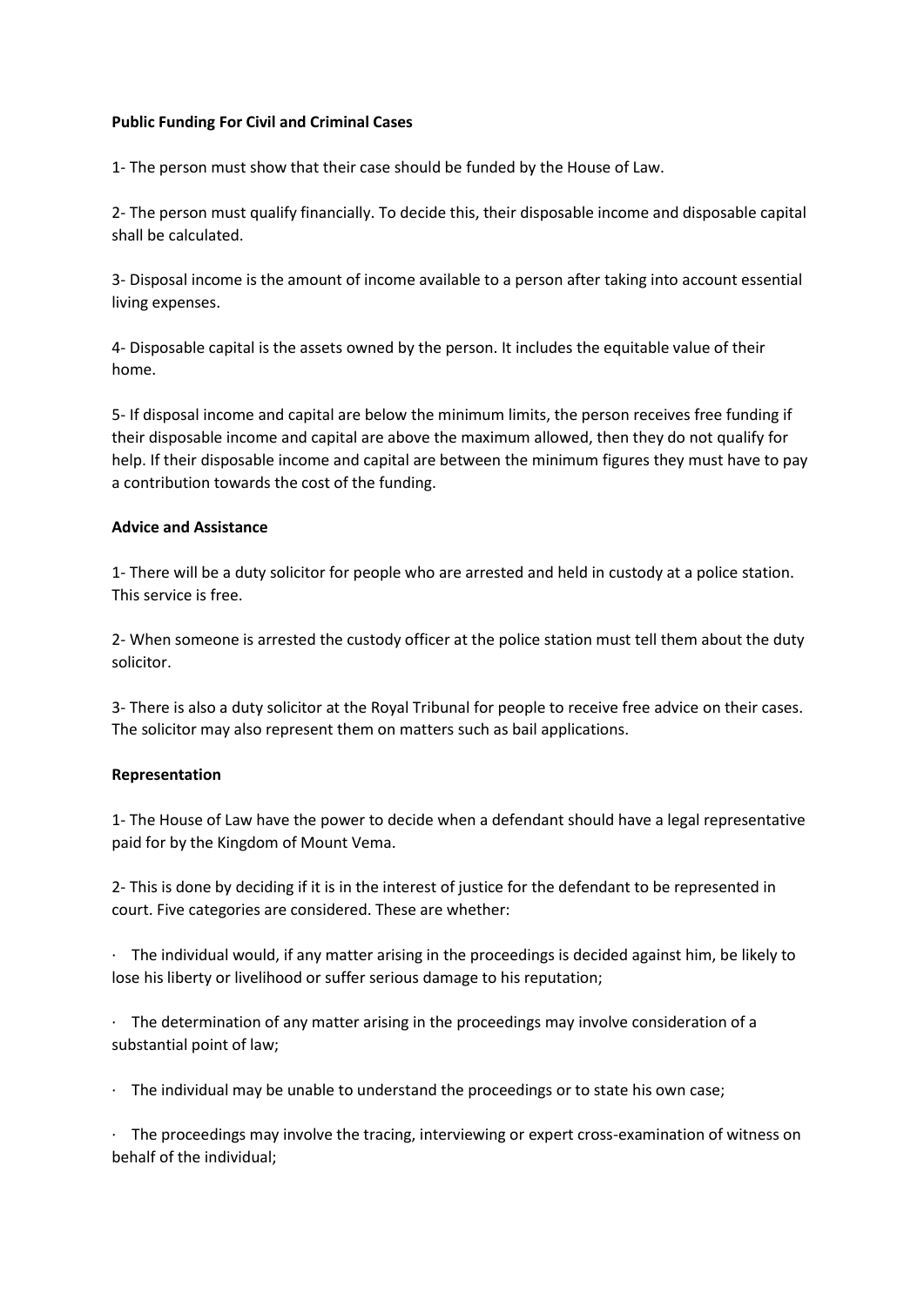**Public Funding For Civil and Criminal Cases**

1- The person must show that their case should be funded by the House of Law.

2- The person must qualify financially. To decide this, their disposable income and disposable capital shall be calculated.

3- Disposal income is the amount of income available to a person after taking into account essential living expenses.

4- Disposable capital is the assets owned by the person. It includes the equitable value of their home.

5- If disposal income and capital are below the minimum limits, the person receives free funding if their disposable income and capital are above the maximum allowed, then they do not qualify for help. If their disposable income and capital are between the minimum figures they must have to pay a contribution towards the cost of the funding.

**Advice and Assistance**

1- There will be a duty solicitor for people who are arrested and held in custody at a police station. This service is free.

2- When someone is arrested the custody officer at the police station must tell them about the duty solicitor.

3- There is also a duty solicitor at the Royal Tribunal for people to receive free advice on their cases. The solicitor may also represent them on matters such as bail applications.

**Representation**

1- The House of Law have the power to decide when a defendant should have a legal representative paid for by the Kingdom of Mount Vema.

2- This is done by deciding if it is in the interest of justice for the defendant to be represented in court. Five categories are considered. These are whether:

- The individual would, if any matter arising in the proceedings is decided against him, be likely to lose his liberty or livelihood or suffer serious damage to his reputation;

- The determination of any matter arising in the proceedings may involve consideration of a substantial point of law;

- The individual may be unable to understand the proceedings or to state his own case;

- The proceedings may involve the tracing, interviewing or expert cross-examination of witness on behalf of the individual;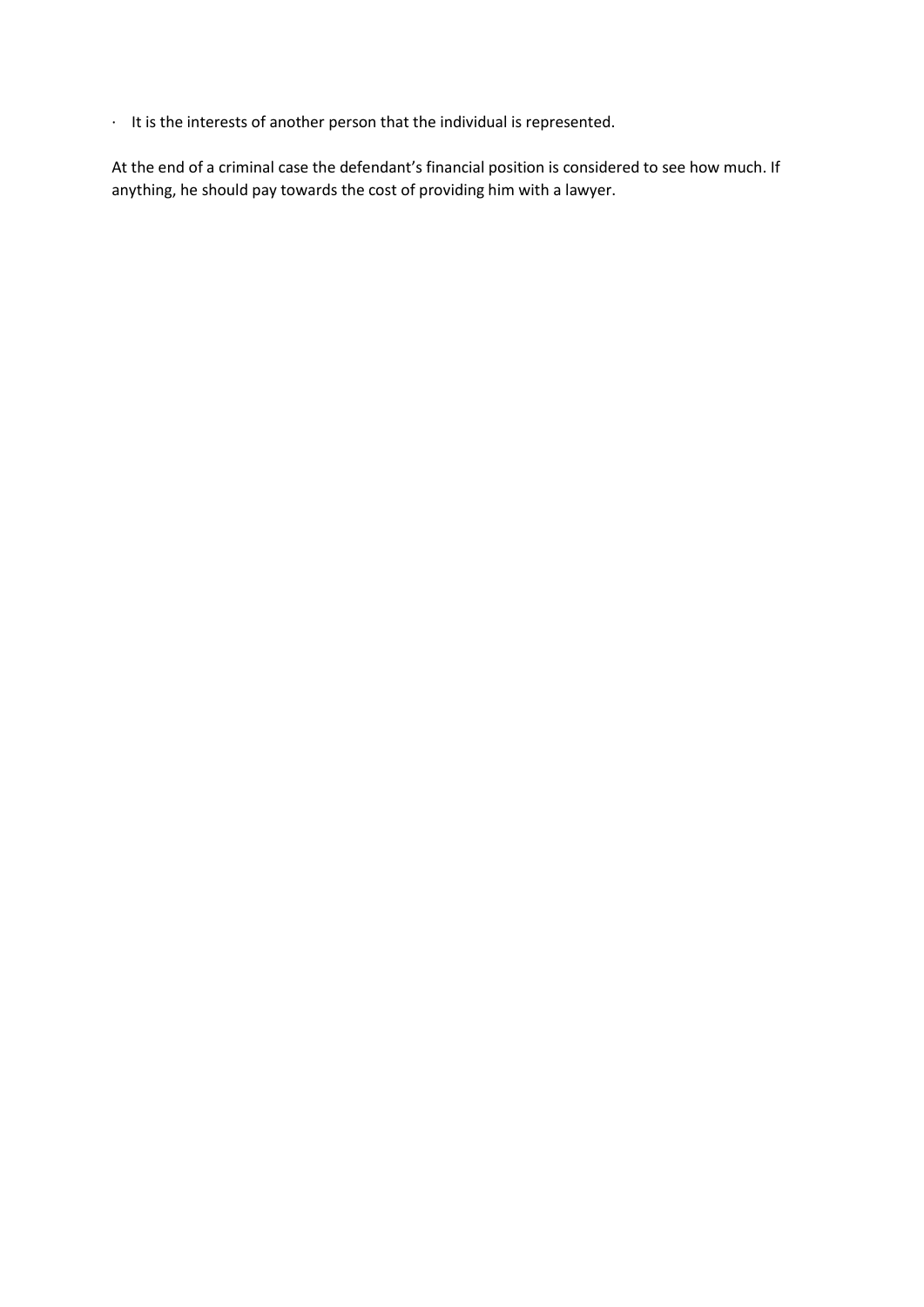- It is the interests of another person that the individual is represented.

At the end of a criminal case the defendant’s financial position is considered to see how much. If anything, he should pay towards the cost of providing him with a lawyer.